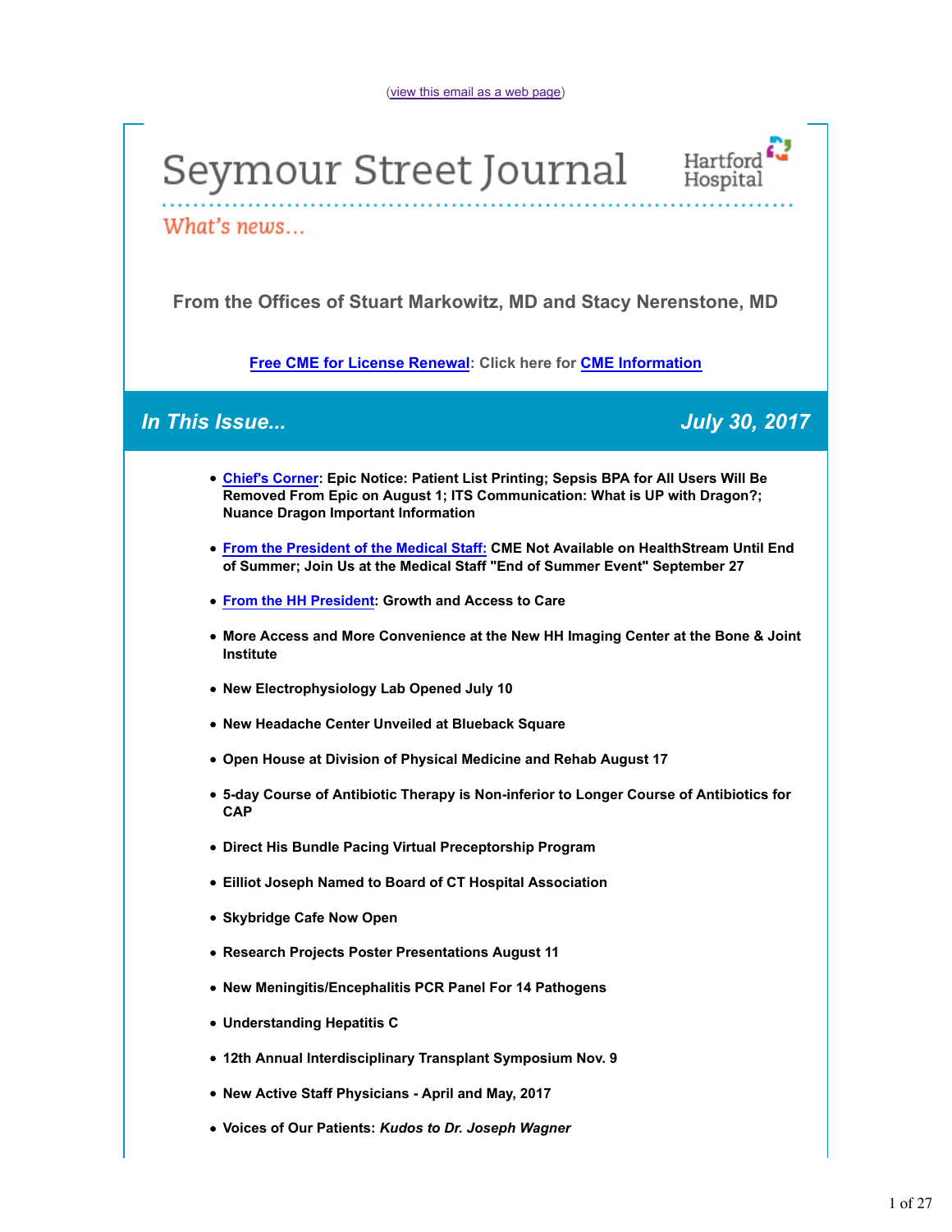(view this email as a web page)

# Seymour Street Journal

Hartford Hospital

*What's news...*

### From the Offices of Stuart Markowitz, MD and Stacy Nerenstone, MD

**Free CME for License Renewal: Click here for CME Information**

## *In This Issue...* *July 30, 2017*

- **Chief's Corner: Epic Notice: Patient List Printing; Sepsis BPA for All Users Will Be Removed From Epic on August 1; ITS Communication: What is UP with Dragon?; Nuance Dragon Important Information**
- **From the President of the Medical Staff: CME Not Available on HealthStream Until End of Summer; Join Us at the Medical Staff "End of Summer Event" September 27**
- **From the HH President: Growth and Access to Care**
- **More Access and More Convenience at the New HH Imaging Center at the Bone & Joint Institute**
- **New Electrophysiology Lab Opened July 10**
- **New Headache Center Unveiled at Blueback Square**
- **Open House at Division of Physical Medicine and Rehab August 17**
- **5-day Course of Antibiotic Therapy is Non-inferior to Longer Course of Antibiotics for CAP**
- **Direct His Bundle Pacing Virtual Preceptorship Program**
- **Eilliot Joseph Named to Board of CT Hospital Association**
- **Skybridge Cafe Now Open**
- **Research Projects Poster Presentations August 11**
- **New Meningitis/Encephalitis PCR Panel For 14 Pathogens**
- **Understanding Hepatitis C**
- **12th Annual Interdisciplinary Transplant Symposium Nov. 9**
- **New Active Staff Physicians - April and May, 2017**
- **Voices of Our Patients: *Kudos to Dr. Joseph Wagner***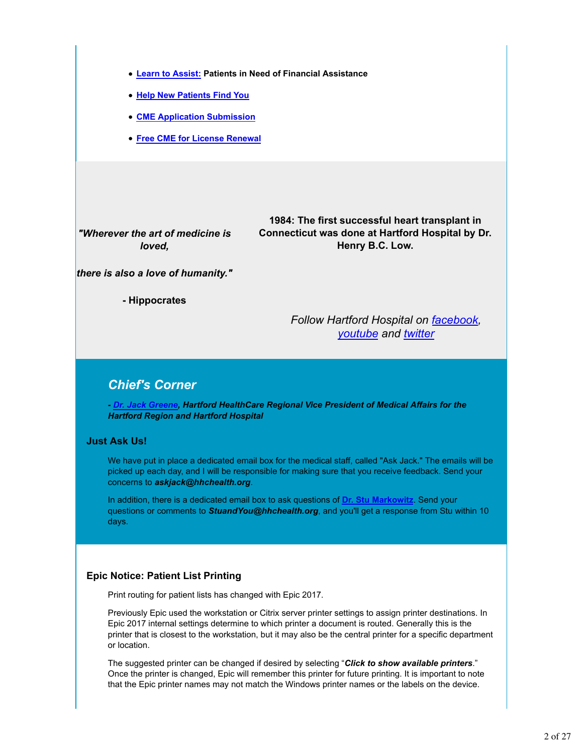- **Learn to Assist: Patients in Need of Financial Assistance**
- **Help New Patients Find You**
- **CME Application Submission**
- **Free CME for License Renewal**

***"Wherever the art of medicine is loved,***

***there is also a love of humanity."***

**- Hippocrates**

**1984: The first successful heart transplant in Connecticut was done at Hartford Hospital by Dr. Henry B.C. Low.**

*Follow Hartford Hospital on facebook, youtube and twitter*

## *Chief's Corner*

***- Dr. Jack Greene, Hartford HealthCare Regional Vice President of Medical Affairs for the Hartford Region and Hartford Hospital***

### Just Ask Us!

We have put in place a dedicated email box for the medical staff, called "Ask Jack." The emails will be picked up each day, and I will be responsible for making sure that you receive feedback. Send your concerns to ***askjack@hhchealth.org***.

In addition, there is a dedicated email box to ask questions of **Dr. Stu Markowitz**. Send your questions or comments to ***StuandYou@hhchealth.org***, and you'll get a response from Stu within 10 days.

### Epic Notice: Patient List Printing

Print routing for patient lists has changed with Epic 2017.

Previously Epic used the workstation or Citrix server printer settings to assign printer destinations. In Epic 2017 internal settings determine to which printer a document is routed. Generally this is the printer that is closest to the workstation, but it may also be the central printer for a specific department or location.

The suggested printer can be changed if desired by selecting "***Click to show available printers***." Once the printer is changed, Epic will remember this printer for future printing. It is important to note that the Epic printer names may not match the Windows printer names or the labels on the device.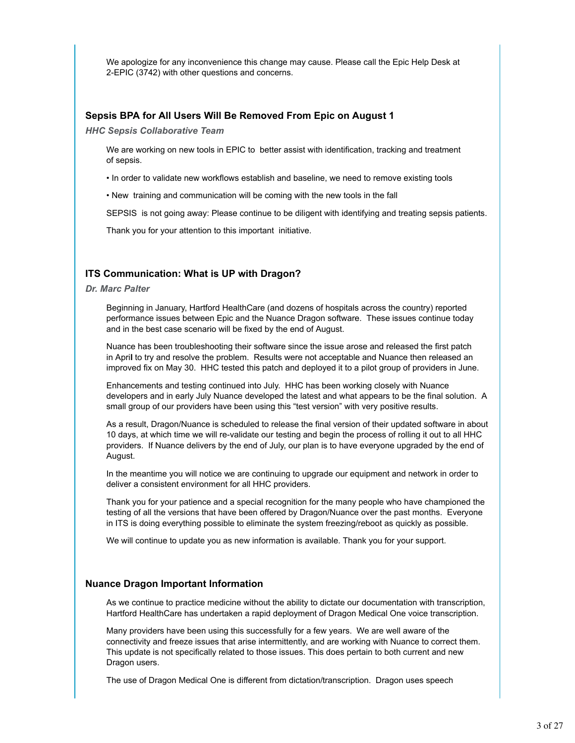We apologize for any inconvenience this change may cause. Please call the Epic Help Desk at 2-EPIC (3742) with other questions and concerns.

### Sepsis BPA for All Users Will Be Removed From Epic on August 1

***HHC Sepsis Collaborative Team***

We are working on new tools in EPIC to better assist with identification, tracking and treatment of sepsis.

• In order to validate new workflows establish and baseline, we need to remove existing tools

• New training and communication will be coming with the new tools in the fall

SEPSIS is not going away: Please continue to be diligent with identifying and treating sepsis patients.

Thank you for your attention to this important initiative.

### ITS Communication: What is UP with Dragon?

***Dr. Marc Palter***

Beginning in January, Hartford HealthCare (and dozens of hospitals across the country) reported performance issues between Epic and the Nuance Dragon software. These issues continue today and in the best case scenario will be fixed by the end of August.

Nuance has been troubleshooting their software since the issue arose and released the first patch in April to try and resolve the problem. Results were not acceptable and Nuance then released an improved fix on May 30. HHC tested this patch and deployed it to a pilot group of providers in June.

Enhancements and testing continued into July. HHC has been working closely with Nuance developers and in early July Nuance developed the latest and what appears to be the final solution. A small group of our providers have been using this "test version" with very positive results.

As a result, Dragon/Nuance is scheduled to release the final version of their updated software in about 10 days, at which time we will re-validate our testing and begin the process of rolling it out to all HHC providers. If Nuance delivers by the end of July, our plan is to have everyone upgraded by the end of August.

In the meantime you will notice we are continuing to upgrade our equipment and network in order to deliver a consistent environment for all HHC providers.

Thank you for your patience and a special recognition for the many people who have championed the testing of all the versions that have been offered by Dragon/Nuance over the past months. Everyone in ITS is doing everything possible to eliminate the system freezing/reboot as quickly as possible.

We will continue to update you as new information is available. Thank you for your support.

### Nuance Dragon Important Information

As we continue to practice medicine without the ability to dictate our documentation with transcription, Hartford HealthCare has undertaken a rapid deployment of Dragon Medical One voice transcription.

Many providers have been using this successfully for a few years. We are well aware of the connectivity and freeze issues that arise intermittently, and are working with Nuance to correct them. This update is not specifically related to those issues. This does pertain to both current and new Dragon users.

The use of Dragon Medical One is different from dictation/transcription. Dragon uses speech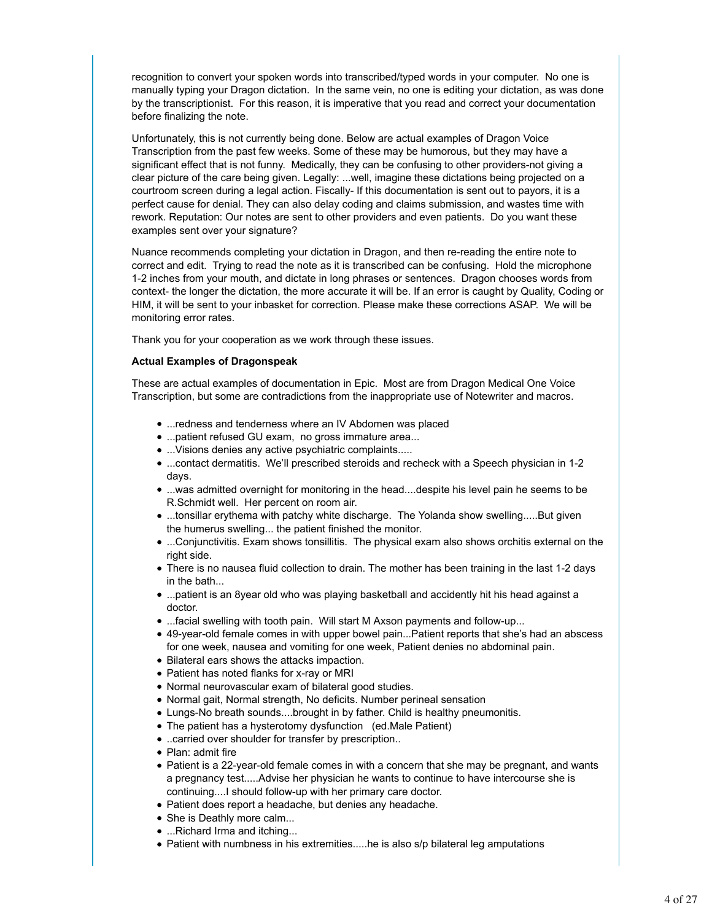recognition to convert your spoken words into transcribed/typed words in your computer. No one is manually typing your Dragon dictation. In the same vein, no one is editing your dictation, as was done by the transcriptionist. For this reason, it is imperative that you read and correct your documentation before finalizing the note.

Unfortunately, this is not currently being done. Below are actual examples of Dragon Voice Transcription from the past few weeks. Some of these may be humorous, but they may have a significant effect that is not funny. Medically, they can be confusing to other providers-not giving a clear picture of the care being given. Legally: ...well, imagine these dictations being projected on a courtroom screen during a legal action. Fiscally- If this documentation is sent out to payors, it is a perfect cause for denial. They can also delay coding and claims submission, and wastes time with rework. Reputation: Our notes are sent to other providers and even patients. Do you want these examples sent over your signature?

Nuance recommends completing your dictation in Dragon, and then re-reading the entire note to correct and edit. Trying to read the note as it is transcribed can be confusing. Hold the microphone 1-2 inches from your mouth, and dictate in long phrases or sentences. Dragon chooses words from context- the longer the dictation, the more accurate it will be. If an error is caught by Quality, Coding or HIM, it will be sent to your inbasket for correction. Please make these corrections ASAP. We will be monitoring error rates.

Thank you for your cooperation as we work through these issues.

**Actual Examples of Dragonspeak**

These are actual examples of documentation in Epic. Most are from Dragon Medical One Voice Transcription, but some are contradictions from the inappropriate use of Notewriter and macros.

- ...redness and tenderness where an IV Abdomen was placed
- ...patient refused GU exam, no gross immature area...
- ...Visions denies any active psychiatric complaints.....
- ...contact dermatitis. We'll prescribed steroids and recheck with a Speech physician in 1-2 days.
- ...was admitted overnight for monitoring in the head....despite his level pain he seems to be R.Schmidt well. Her percent on room air.
- ...tonsillar erythema with patchy white discharge. The Yolanda show swelling.....But given the humerus swelling... the patient finished the monitor.
- ...Conjunctivitis. Exam shows tonsillitis. The physical exam also shows orchitis external on the right side.
- There is no nausea fluid collection to drain. The mother has been training in the last 1-2 days in the bath...
- ...patient is an 8year old who was playing basketball and accidently hit his head against a doctor.
- ...facial swelling with tooth pain. Will start M Axson payments and follow-up...
- 49-year-old female comes in with upper bowel pain...Patient reports that she's had an abscess for one week, nausea and vomiting for one week, Patient denies no abdominal pain.
- Bilateral ears shows the attacks impaction.
- Patient has noted flanks for x-ray or MRI
- Normal neurovascular exam of bilateral good studies.
- Normal gait, Normal strength, No deficits. Number perineal sensation
- Lungs-No breath sounds....brought in by father. Child is healthy pneumonitis.
- The patient has a hysterotomy dysfunction (ed.Male Patient)
- ..carried over shoulder for transfer by prescription..
- Plan: admit fire
- Patient is a 22-year-old female comes in with a concern that she may be pregnant, and wants a pregnancy test.....Advise her physician he wants to continue to have intercourse she is continuing....I should follow-up with her primary care doctor.
- Patient does report a headache, but denies any headache.
- She is Deathly more calm...
- ...Richard Irma and itching...
- Patient with numbness in his extremities.....he is also s/p bilateral leg amputations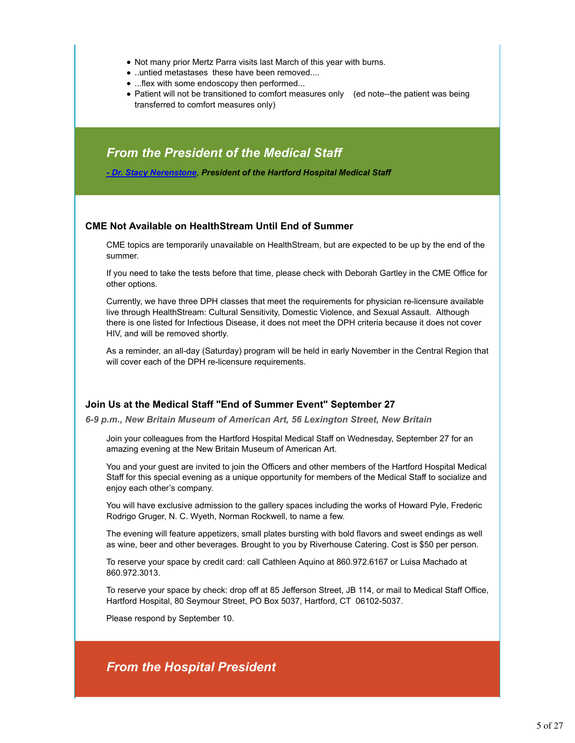- Not many prior Mertz Parra visits last March of this year with burns.
- ..untied metastases these have been removed....
- ...flex with some endoscopy then performed...
- Patient will not be transitioned to comfort measures only (ed note--the patient was being transferred to comfort measures only)

## *From the President of the Medical Staff*

***- Dr. Stacy Nerenstone, President of the Hartford Hospital Medical Staff***

### CME Not Available on HealthStream Until End of Summer

CME topics are temporarily unavailable on HealthStream, but are expected to be up by the end of the summer.

If you need to take the tests before that time, please check with Deborah Gartley in the CME Office for other options.

Currently, we have three DPH classes that meet the requirements for physician re-licensure available live through HealthStream: Cultural Sensitivity, Domestic Violence, and Sexual Assault. Although there is one listed for Infectious Disease, it does not meet the DPH criteria because it does not cover HIV, and will be removed shortly.

As a reminder, an all-day (Saturday) program will be held in early November in the Central Region that will cover each of the DPH re-licensure requirements.

### Join Us at the Medical Staff "End of Summer Event" September 27

***6-9 p.m., New Britain Museum of American Art, 56 Lexington Street, New Britain***

Join your colleagues from the Hartford Hospital Medical Staff on Wednesday, September 27 for an amazing evening at the New Britain Museum of American Art.

You and your guest are invited to join the Officers and other members of the Hartford Hospital Medical Staff for this special evening as a unique opportunity for members of the Medical Staff to socialize and enjoy each other's company.

You will have exclusive admission to the gallery spaces including the works of Howard Pyle, Frederic Rodrigo Gruger, N. C. Wyeth, Norman Rockwell, to name a few.

The evening will feature appetizers, small plates bursting with bold flavors and sweet endings as well as wine, beer and other beverages. Brought to you by Riverhouse Catering. Cost is $50 per person.

To reserve your space by credit card: call Cathleen Aquino at 860.972.6167 or Luisa Machado at 860.972.3013.

To reserve your space by check: drop off at 85 Jefferson Street, JB 114, or mail to Medical Staff Office, Hartford Hospital, 80 Seymour Street, PO Box 5037, Hartford, CT 06102-5037.

Please respond by September 10.

## *From the Hospital President*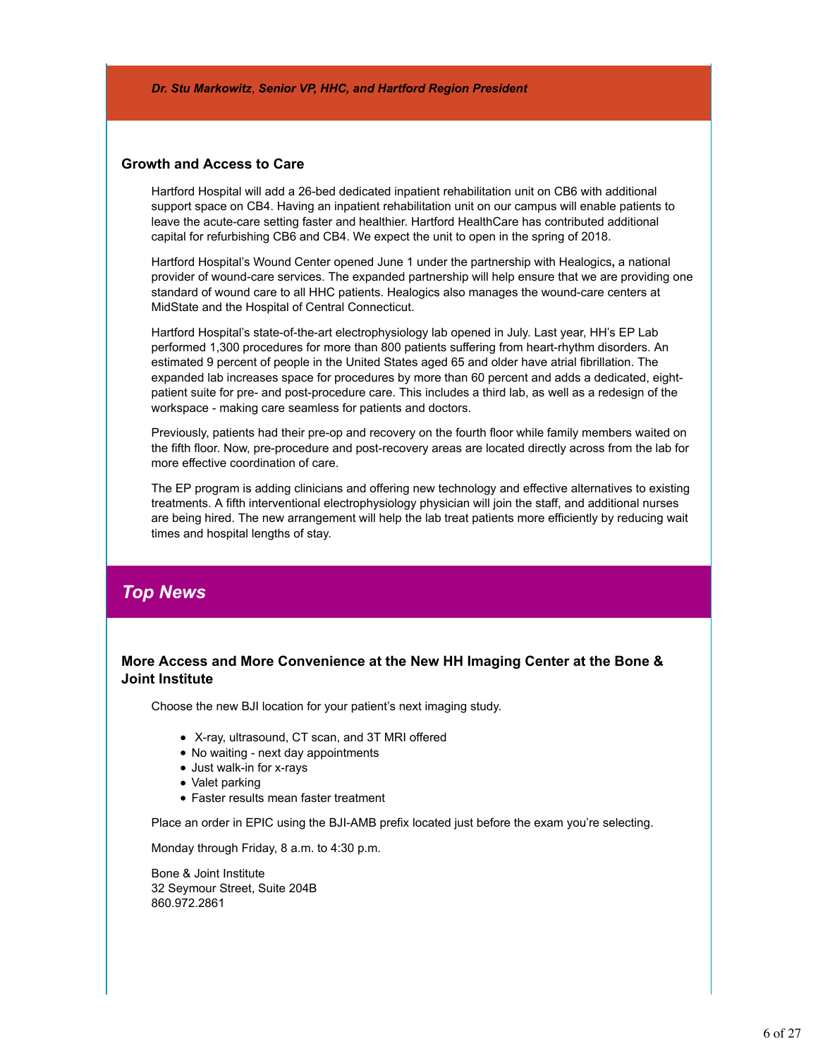***Dr. Stu Markowitz**, Senior VP, HHC, and Hartford Region President*

### Growth and Access to Care

Hartford Hospital will add a 26-bed dedicated inpatient rehabilitation unit on CB6 with additional support space on CB4. Having an inpatient rehabilitation unit on our campus will enable patients to leave the acute-care setting faster and healthier. Hartford HealthCare has contributed additional capital for refurbishing CB6 and CB4. We expect the unit to open in the spring of 2018.

Hartford Hospital's Wound Center opened June 1 under the partnership with Healogics**,** a national provider of wound-care services. The expanded partnership will help ensure that we are providing one standard of wound care to all HHC patients. Healogics also manages the wound-care centers at MidState and the Hospital of Central Connecticut.

Hartford Hospital's state-of-the-art electrophysiology lab opened in July. Last year, HH's EP Lab performed 1,300 procedures for more than 800 patients suffering from heart-rhythm disorders. An estimated 9 percent of people in the United States aged 65 and older have atrial fibrillation. The expanded lab increases space for procedures by more than 60 percent and adds a dedicated, eight-patient suite for pre- and post-procedure care. This includes a third lab, as well as a redesign of the workspace - making care seamless for patients and doctors.

Previously, patients had their pre-op and recovery on the fourth floor while family members waited on the fifth floor. Now, pre-procedure and post-recovery areas are located directly across from the lab for more effective coordination of care.

The EP program is adding clinicians and offering new technology and effective alternatives to existing treatments. A fifth interventional electrophysiology physician will join the staff, and additional nurses are being hired. The new arrangement will help the lab treat patients more efficiently by reducing wait times and hospital lengths of stay.

## *Top News*

### More Access and More Convenience at the New HH Imaging Center at the Bone & Joint Institute

Choose the new BJI location for your patient's next imaging study.

- X-ray, ultrasound, CT scan, and 3T MRI offered
- No waiting - next day appointments
- Just walk-in for x-rays
- Valet parking
- Faster results mean faster treatment

Place an order in EPIC using the BJI-AMB prefix located just before the exam you're selecting.

Monday through Friday, 8 a.m. to 4:30 p.m.

Bone & Joint Institute
32 Seymour Street, Suite 204B
860.972.2861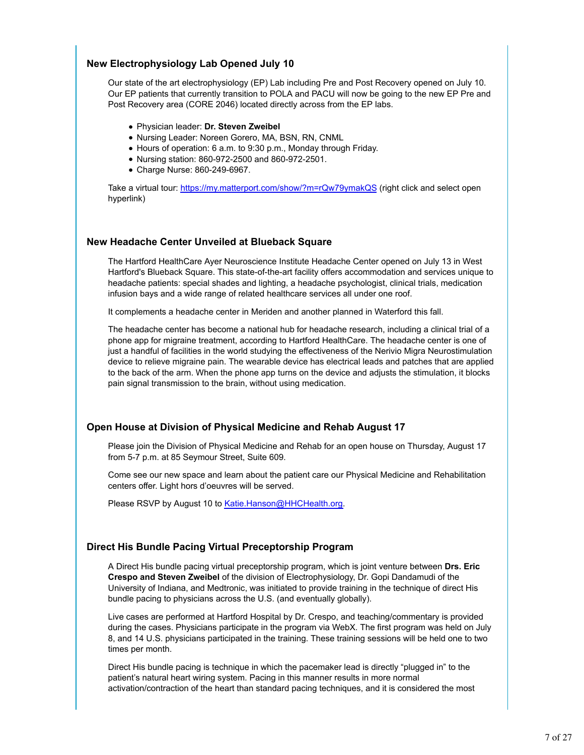### New Electrophysiology Lab Opened July 10

Our state of the art electrophysiology (EP) Lab including Pre and Post Recovery opened on July 10. Our EP patients that currently transition to POLA and PACU will now be going to the new EP Pre and Post Recovery area (CORE 2046) located directly across from the EP labs.

- Physician leader: **Dr. Steven Zweibel**
- Nursing Leader: Noreen Gorero, MA, BSN, RN, CNML
- Hours of operation: 6 a.m. to 9:30 p.m., Monday through Friday.
- Nursing station: 860-972-2500 and 860-972-2501.
- Charge Nurse: 860-249-6967.

Take a virtual tour: [https://my.matterport.com/show/?m=rQw79ymakQS](https://my.matterport.com/show/?m=rQw79ymakQS) (right click and select open hyperlink)

### New Headache Center Unveiled at Blueback Square

The Hartford HealthCare Ayer Neuroscience Institute Headache Center opened on July 13 in West Hartford's Blueback Square. This state-of-the-art facility offers accommodation and services unique to headache patients: special shades and lighting, a headache psychologist, clinical trials, medication infusion bays and a wide range of related healthcare services all under one roof.

It complements a headache center in Meriden and another planned in Waterford this fall.

The headache center has become a national hub for headache research, including a clinical trial of a phone app for migraine treatment, according to Hartford HealthCare. The headache center is one of just a handful of facilities in the world studying the effectiveness of the Nerivio Migra Neurostimulation device to relieve migraine pain. The wearable device has electrical leads and patches that are applied to the back of the arm. When the phone app turns on the device and adjusts the stimulation, it blocks pain signal transmission to the brain, without using medication.

### Open House at Division of Physical Medicine and Rehab August 17

Please join the Division of Physical Medicine and Rehab for an open house on Thursday, August 17 from 5-7 p.m. at 85 Seymour Street, Suite 609.

Come see our new space and learn about the patient care our Physical Medicine and Rehabilitation centers offer. Light hors d'oeuvres will be served.

Please RSVP by August 10 to [Katie.Hanson@HHCHealth.org](mailto:Katie.Hanson@HHCHealth.org).

### Direct His Bundle Pacing Virtual Preceptorship Program

A Direct His bundle pacing virtual preceptorship program, which is joint venture between **Drs. Eric Crespo and Steven Zweibel** of the division of Electrophysiology, Dr. Gopi Dandamudi of the University of Indiana, and Medtronic, was initiated to provide training in the technique of direct His bundle pacing to physicians across the U.S. (and eventually globally).

Live cases are performed at Hartford Hospital by Dr. Crespo, and teaching/commentary is provided during the cases. Physicians participate in the program via WebX. The first program was held on July 8, and 14 U.S. physicians participated in the training. These training sessions will be held one to two times per month.

Direct His bundle pacing is technique in which the pacemaker lead is directly "plugged in" to the patient's natural heart wiring system. Pacing in this manner results in more normal activation/contraction of the heart than standard pacing techniques, and it is considered the most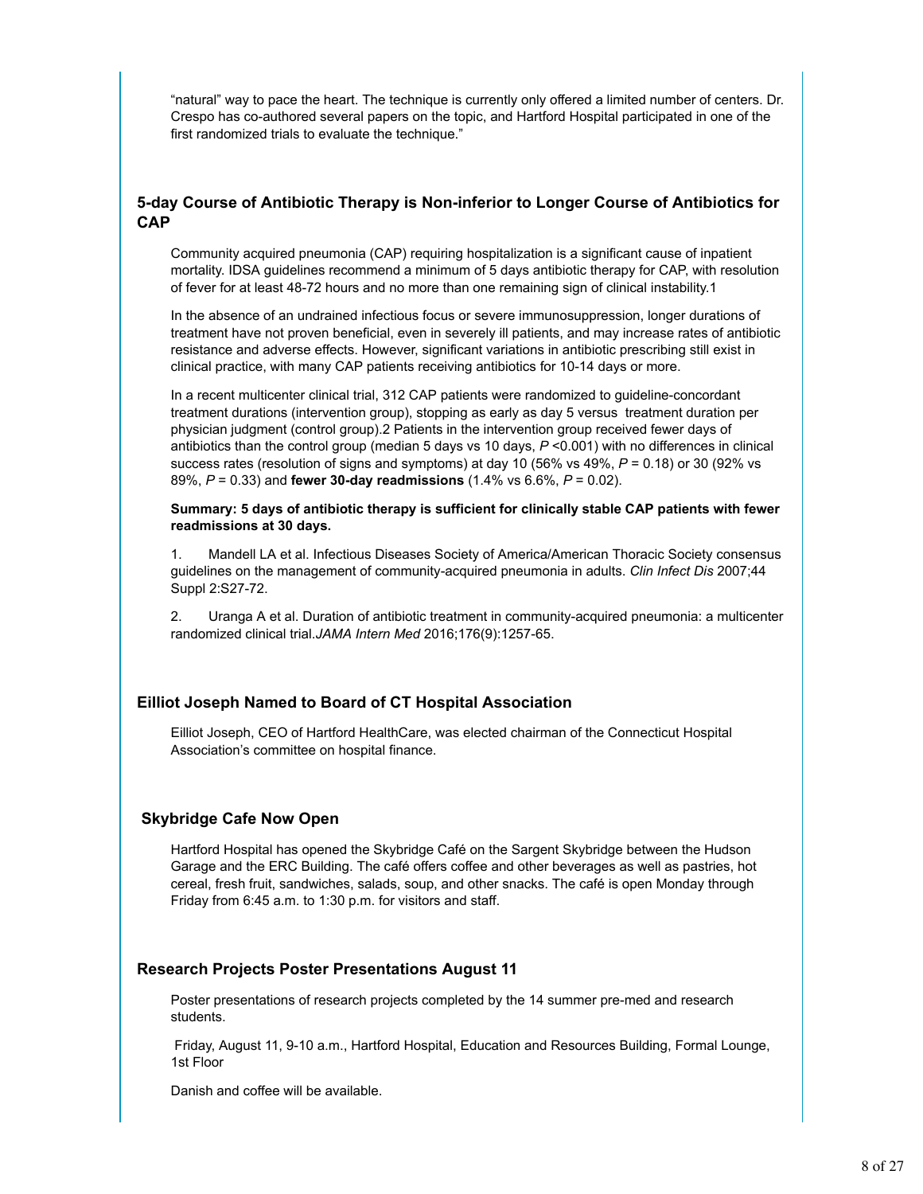"natural" way to pace the heart. The technique is currently only offered a limited number of centers. Dr. Crespo has co-authored several papers on the topic, and Hartford Hospital participated in one of the first randomized trials to evaluate the technique."

### 5-day Course of Antibiotic Therapy is Non-inferior to Longer Course of Antibiotics for CAP

Community acquired pneumonia (CAP) requiring hospitalization is a significant cause of inpatient mortality. IDSA guidelines recommend a minimum of 5 days antibiotic therapy for CAP, with resolution of fever for at least 48-72 hours and no more than one remaining sign of clinical instability.[1]

In the absence of an undrained infectious focus or severe immunosuppression, longer durations of treatment have not proven beneficial, even in severely ill patients, and may increase rates of antibiotic resistance and adverse effects. However, significant variations in antibiotic prescribing still exist in clinical practice, with many CAP patients receiving antibiotics for 10-14 days or more.

In a recent multicenter clinical trial, 312 CAP patients were randomized to guideline-concordant treatment durations (intervention group), stopping as early as day 5 versus treatment duration per physician judgment (control group).[2] Patients in the intervention group received fewer days of antibiotics than the control group (median 5 days vs 10 days, $P$ <0.001) with no differences in clinical success rates (resolution of signs and symptoms) at day 10 (56% vs 49%, $P$ = 0.18) or 30 (92% vs 89%, $P$ = 0.33) and **fewer 30-day readmissions** (1.4% vs 6.6%, $P$ = 0.02).

**Summary: 5 days of antibiotic therapy is sufficient for clinically stable CAP patients with fewer readmissions at 30 days.**

1. Mandell LA et al. Infectious Diseases Society of America/American Thoracic Society consensus guidelines on the management of community-acquired pneumonia in adults. *Clin Infect Dis* 2007;44 Suppl 2:S27-72.

2. Uranga A et al. Duration of antibiotic treatment in community-acquired pneumonia: a multicenter randomized clinical trial.*JAMA Intern Med* 2016;176(9):1257-65.

### Eilliot Joseph Named to Board of CT Hospital Association

Eilliot Joseph, CEO of Hartford HealthCare, was elected chairman of the Connecticut Hospital Association's committee on hospital finance.

### Skybridge Cafe Now Open

Hartford Hospital has opened the Skybridge Café on the Sargent Skybridge between the Hudson Garage and the ERC Building. The café offers coffee and other beverages as well as pastries, hot cereal, fresh fruit, sandwiches, salads, soup, and other snacks. The café is open Monday through Friday from 6:45 a.m. to 1:30 p.m. for visitors and staff.

### Research Projects Poster Presentations August 11

Poster presentations of research projects completed by the 14 summer pre-med and research students.

Friday, August 11, 9-10 a.m., Hartford Hospital, Education and Resources Building, Formal Lounge, 1st Floor

Danish and coffee will be available.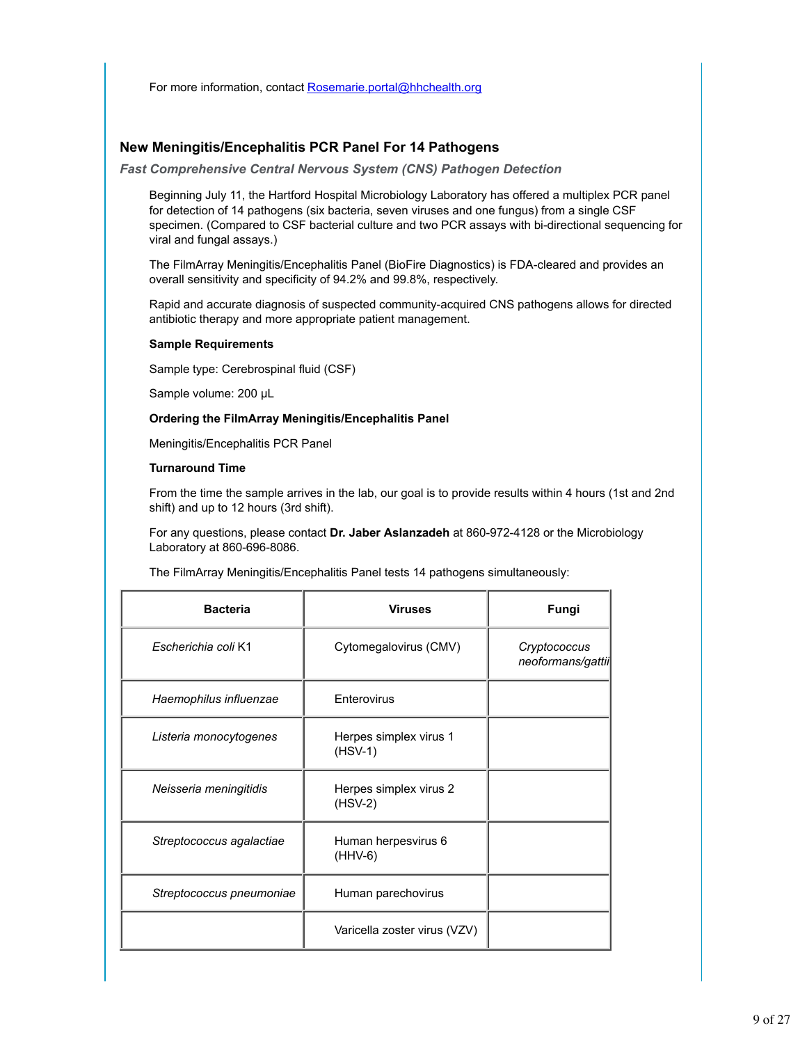For more information, contact [Rosemarie.portal@hhchealth.org](mailto:Rosemarie.portal@hhchealth.org)

## New Meningitis/Encephalitis PCR Panel For 14 Pathogens

***Fast Comprehensive Central Nervous System (CNS) Pathogen Detection***

Beginning July 11, the Hartford Hospital Microbiology Laboratory has offered a multiplex PCR panel for detection of 14 pathogens (six bacteria, seven viruses and one fungus) from a single CSF specimen. (Compared to CSF bacterial culture and two PCR assays with bi-directional sequencing for viral and fungal assays.)

The FilmArray Meningitis/Encephalitis Panel (BioFire Diagnostics) is FDA-cleared and provides an overall sensitivity and specificity of 94.2% and 99.8%, respectively.

Rapid and accurate diagnosis of suspected community-acquired CNS pathogens allows for directed antibiotic therapy and more appropriate patient management.

**Sample Requirements**

Sample type: Cerebrospinal fluid (CSF)

Sample volume: 200 µL

**Ordering the FilmArray Meningitis/Encephalitis Panel**

Meningitis/Encephalitis PCR Panel

**Turnaround Time**

From the time the sample arrives in the lab, our goal is to provide results within 4 hours (1st and 2nd shift) and up to 12 hours (3rd shift).

For any questions, please contact **Dr. Jaber Aslanzadeh** at 860-972-4128 or the Microbiology Laboratory at 860-696-8086.

The FilmArray Meningitis/Encephalitis Panel tests 14 pathogens simultaneously:

| Bacteria | Viruses | Fungi |
|---|---|---|
| *Escherichia coli* K1 | Cytomegalovirus (CMV) | *Cryptococcus neoformans/gattii* |
| *Haemophilus influenzae* | Enterovirus | |
| *Listeria monocytogenes* | Herpes simplex virus 1 (HSV-1) | |
| *Neisseria meningitidis* | Herpes simplex virus 2 (HSV-2) | |
| *Streptococcus agalactiae* | Human herpesvirus 6 (HHV-6) | |
| *Streptococcus pneumoniae* | Human parechovirus | |
| | Varicella zoster virus (VZV) | |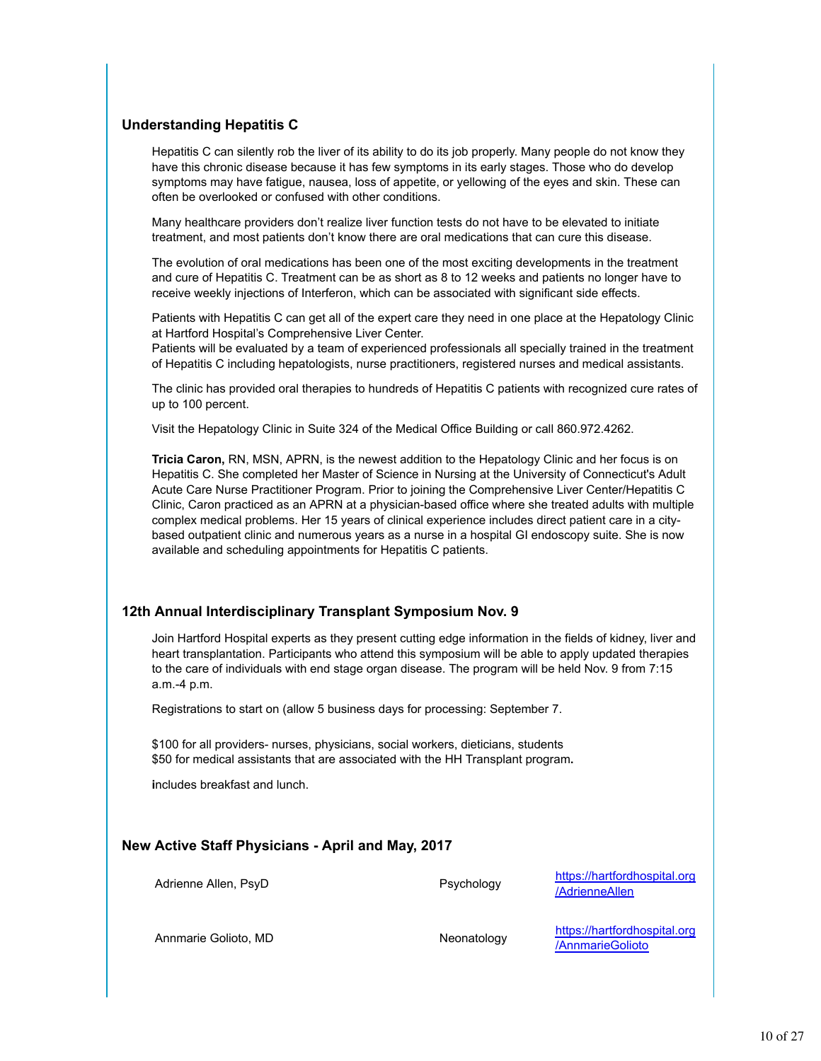## Understanding Hepatitis C

Hepatitis C can silently rob the liver of its ability to do its job properly. Many people do not know they have this chronic disease because it has few symptoms in its early stages. Those who do develop symptoms may have fatigue, nausea, loss of appetite, or yellowing of the eyes and skin. These can often be overlooked or confused with other conditions.

Many healthcare providers don't realize liver function tests do not have to be elevated to initiate treatment, and most patients don't know there are oral medications that can cure this disease.

The evolution of oral medications has been one of the most exciting developments in the treatment and cure of Hepatitis C. Treatment can be as short as 8 to 12 weeks and patients no longer have to receive weekly injections of Interferon, which can be associated with significant side effects.

Patients with Hepatitis C can get all of the expert care they need in one place at the Hepatology Clinic at Hartford Hospital's Comprehensive Liver Center.
Patients will be evaluated by a team of experienced professionals all specially trained in the treatment of Hepatitis C including hepatologists, nurse practitioners, registered nurses and medical assistants.

The clinic has provided oral therapies to hundreds of Hepatitis C patients with recognized cure rates of up to 100 percent.

Visit the Hepatology Clinic in Suite 324 of the Medical Office Building or call 860.972.4262.

**Tricia Caron,** RN, MSN, APRN, is the newest addition to the Hepatology Clinic and her focus is on Hepatitis C. She completed her Master of Science in Nursing at the University of Connecticut's Adult Acute Care Nurse Practitioner Program. Prior to joining the Comprehensive Liver Center/Hepatitis C Clinic, Caron practiced as an APRN at a physician-based office where she treated adults with multiple complex medical problems. Her 15 years of clinical experience includes direct patient care in a city-based outpatient clinic and numerous years as a nurse in a hospital GI endoscopy suite. She is now available and scheduling appointments for Hepatitis C patients.

## 12th Annual Interdisciplinary Transplant Symposium Nov. 9

Join Hartford Hospital experts as they present cutting edge information in the fields of kidney, liver and heart transplantation. Participants who attend this symposium will be able to apply updated therapies to the care of individuals with end stage organ disease. The program will be held Nov. 9 from 7:15 a.m.-4 p.m.

Registrations to start on (allow 5 business days for processing: September 7.

$100 for all providers- nurses, physicians, social workers, dieticians, students
$50 for medical assistants that are associated with the HH Transplant program**.**

**i**ncludes breakfast and lunch.

## New Active Staff Physicians - April and May, 2017

| | | |
|---|---|---|
| Adrienne Allen, PsyD | Psychology | [https://hartfordhospital.org/AdrienneAllen](https://hartfordhospital.org/AdrienneAllen) |
| Annmarie Golioto, MD | Neonatology | [https://hartfordhospital.org/AnnmarieGolioto](https://hartfordhospital.org/AnnmarieGolioto) |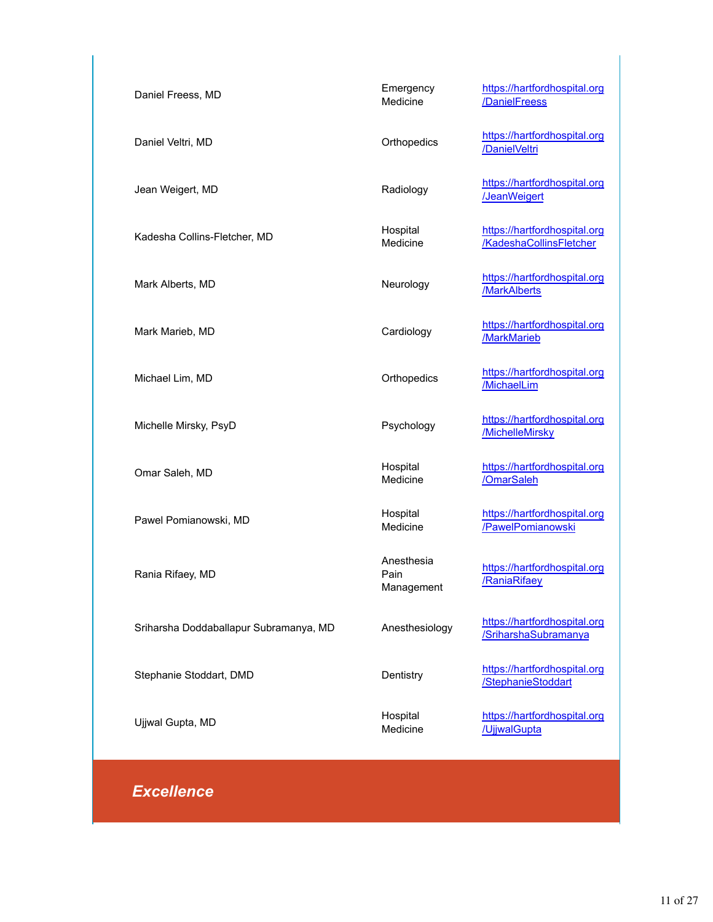| | | |
|---|---|---|
| Daniel Freess, MD | Emergency Medicine | https://hartfordhospital.org/DanielFreess |
| Daniel Veltri, MD | Orthopedics | https://hartfordhospital.org/DanielVeltri |
| Jean Weigert, MD | Radiology | https://hartfordhospital.org/JeanWeigert |
| Kadesha Collins-Fletcher, MD | Hospital Medicine | https://hartfordhospital.org/KadeshaCollinsFletcher |
| Mark Alberts, MD | Neurology | https://hartfordhospital.org/MarkAlberts |
| Mark Marieb, MD | Cardiology | https://hartfordhospital.org/MarkMarieb |
| Michael Lim, MD | Orthopedics | https://hartfordhospital.org/MichaelLim |
| Michelle Mirsky, PsyD | Psychology | https://hartfordhospital.org/MichelleMirsky |
| Omar Saleh, MD | Hospital Medicine | https://hartfordhospital.org/OmarSaleh |
| Pawel Pomianowski, MD | Hospital Medicine | https://hartfordhospital.org/PawelPomianowski |
| Rania Rifaey, MD | Anesthesia Pain Management | https://hartfordhospital.org/RaniaRifaey |
| Sriharsha Doddaballapur Subramanya, MD | Anesthesiology | https://hartfordhospital.org/SriharshaSubramanya |
| Stephanie Stoddart, DMD | Dentistry | https://hartfordhospital.org/StephanieStoddart |
| Ujjwal Gupta, MD | Hospital Medicine | https://hartfordhospital.org/UjjwalGupta |

## *Excellence*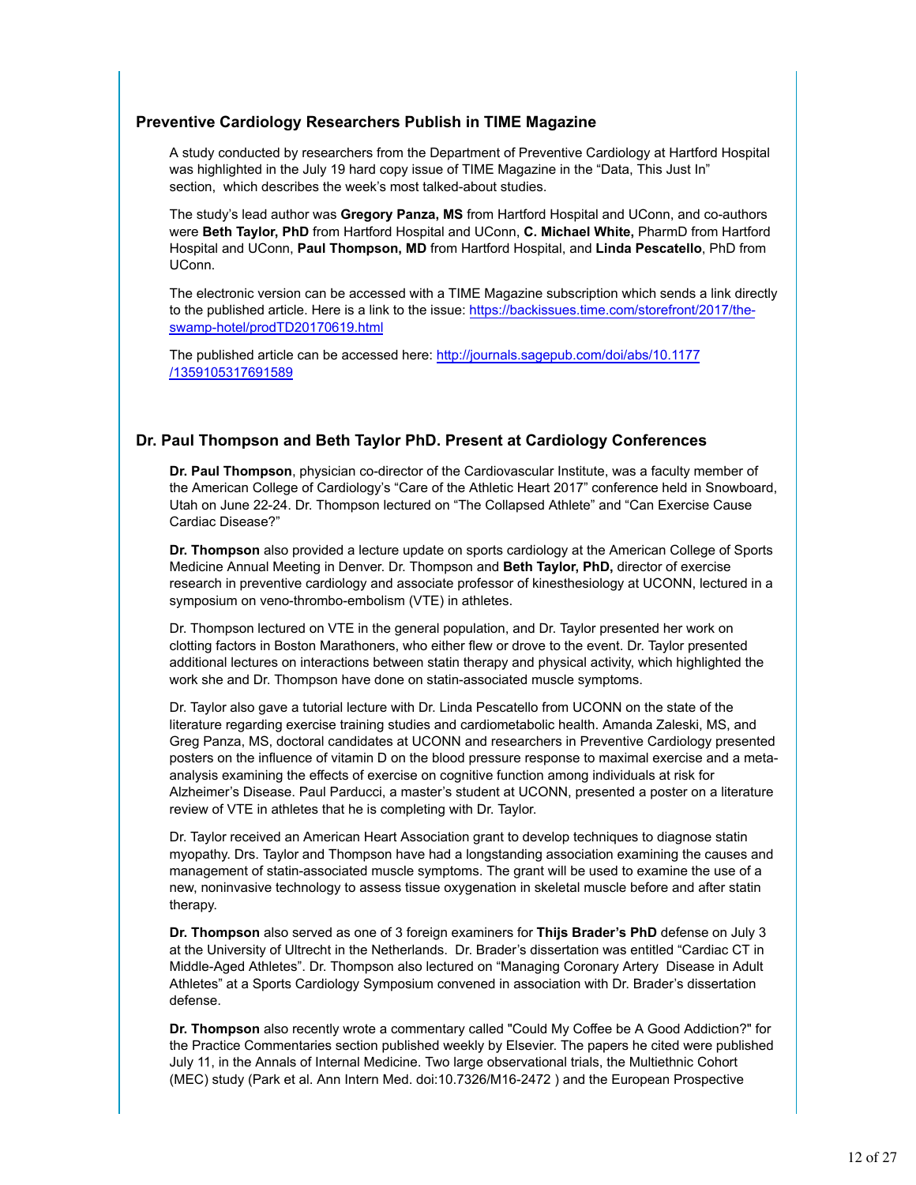## Preventive Cardiology Researchers Publish in TIME Magazine

A study conducted by researchers from the Department of Preventive Cardiology at Hartford Hospital was highlighted in the July 19 hard copy issue of TIME Magazine in the "Data, This Just In" section, which describes the week's most talked-about studies.

The study's lead author was **Gregory Panza, MS** from Hartford Hospital and UConn, and co-authors were **Beth Taylor, PhD** from Hartford Hospital and UConn, **C. Michael White,** PharmD from Hartford Hospital and UConn, **Paul Thompson, MD** from Hartford Hospital, and **Linda Pescatello**, PhD from UConn.

The electronic version can be accessed with a TIME Magazine subscription which sends a link directly to the published article. Here is a link to the issue: https://backissues.time.com/storefront/2017/the-swamp-hotel/prodTD20170619.html

The published article can be accessed here: http://journals.sagepub.com/doi/abs/10.1177/1359105317691589

## Dr. Paul Thompson and Beth Taylor PhD. Present at Cardiology Conferences

**Dr. Paul Thompson**, physician co-director of the Cardiovascular Institute, was a faculty member of the American College of Cardiology's "Care of the Athletic Heart 2017" conference held in Snowboard, Utah on June 22-24. Dr. Thompson lectured on "The Collapsed Athlete" and "Can Exercise Cause Cardiac Disease?"

**Dr. Thompson** also provided a lecture update on sports cardiology at the American College of Sports Medicine Annual Meeting in Denver. Dr. Thompson and **Beth Taylor, PhD,** director of exercise research in preventive cardiology and associate professor of kinesthesiology at UCONN, lectured in a symposium on veno-thrombo-embolism (VTE) in athletes.

Dr. Thompson lectured on VTE in the general population, and Dr. Taylor presented her work on clotting factors in Boston Marathoners, who either flew or drove to the event. Dr. Taylor presented additional lectures on interactions between statin therapy and physical activity, which highlighted the work she and Dr. Thompson have done on statin-associated muscle symptoms.

Dr. Taylor also gave a tutorial lecture with Dr. Linda Pescatello from UCONN on the state of the literature regarding exercise training studies and cardiometabolic health. Amanda Zaleski, MS, and Greg Panza, MS, doctoral candidates at UCONN and researchers in Preventive Cardiology presented posters on the influence of vitamin D on the blood pressure response to maximal exercise and a meta-analysis examining the effects of exercise on cognitive function among individuals at risk for Alzheimer's Disease. Paul Parducci, a master's student at UCONN, presented a poster on a literature review of VTE in athletes that he is completing with Dr. Taylor.

Dr. Taylor received an American Heart Association grant to develop techniques to diagnose statin myopathy. Drs. Taylor and Thompson have had a longstanding association examining the causes and management of statin-associated muscle symptoms. The grant will be used to examine the use of a new, noninvasive technology to assess tissue oxygenation in skeletal muscle before and after statin therapy.

**Dr. Thompson** also served as one of 3 foreign examiners for **Thijs Brader's PhD** defense on July 3 at the University of Ultrecht in the Netherlands. Dr. Brader's dissertation was entitled "Cardiac CT in Middle-Aged Athletes". Dr. Thompson also lectured on "Managing Coronary Artery Disease in Adult Athletes" at a Sports Cardiology Symposium convened in association with Dr. Brader's dissertation defense.

**Dr. Thompson** also recently wrote a commentary called "Could My Coffee be A Good Addiction?" for the Practice Commentaries section published weekly by Elsevier. The papers he cited were published July 11, in the Annals of Internal Medicine. Two large observational trials, the Multiethnic Cohort (MEC) study (Park et al. Ann Intern Med. doi:10.7326/M16-2472 ) and the European Prospective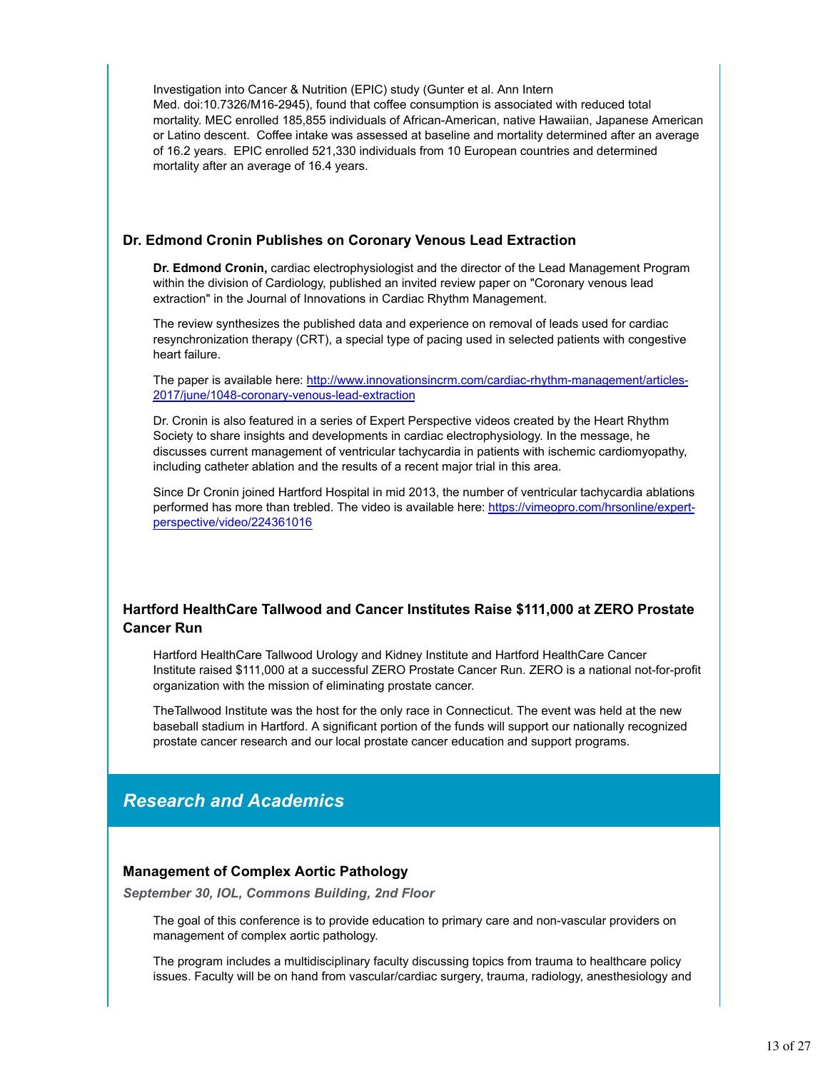Investigation into Cancer & Nutrition (EPIC) study (Gunter et al. Ann Intern Med. doi:10.7326/M16-2945), found that coffee consumption is associated with reduced total mortality. MEC enrolled 185,855 individuals of African-American, native Hawaiian, Japanese American or Latino descent. Coffee intake was assessed at baseline and mortality determined after an average of 16.2 years. EPIC enrolled 521,330 individuals from 10 European countries and determined mortality after an average of 16.4 years.

### Dr. Edmond Cronin Publishes on Coronary Venous Lead Extraction

**Dr. Edmond Cronin,** cardiac electrophysiologist and the director of the Lead Management Program within the division of Cardiology, published an invited review paper on "Coronary venous lead extraction" in the Journal of Innovations in Cardiac Rhythm Management.

The review synthesizes the published data and experience on removal of leads used for cardiac resynchronization therapy (CRT), a special type of pacing used in selected patients with congestive heart failure.

The paper is available here: [http://www.innovationsincrm.com/cardiac-rhythm-management/articles-2017/june/1048-coronary-venous-lead-extraction](http://www.innovationsincrm.com/cardiac-rhythm-management/articles-2017/june/1048-coronary-venous-lead-extraction)

Dr. Cronin is also featured in a series of Expert Perspective videos created by the Heart Rhythm Society to share insights and developments in cardiac electrophysiology. In the message, he discusses current management of ventricular tachycardia in patients with ischemic cardiomyopathy, including catheter ablation and the results of a recent major trial in this area.

Since Dr Cronin joined Hartford Hospital in mid 2013, the number of ventricular tachycardia ablations performed has more than trebled. The video is available here: [https://vimeopro.com/hrsonline/expert-perspective/video/224361016](https://vimeopro.com/hrsonline/expert-perspective/video/224361016)

### Hartford HealthCare Tallwood and Cancer Institutes Raise $111,000 at ZERO Prostate Cancer Run

Hartford HealthCare Tallwood Urology and Kidney Institute and Hartford HealthCare Cancer Institute raised $111,000 at a successful ZERO Prostate Cancer Run. ZERO is a national not-for-profit organization with the mission of eliminating prostate cancer.

TheTallwood Institute was the host for the only race in Connecticut. The event was held at the new baseball stadium in Hartford. A significant portion of the funds will support our nationally recognized prostate cancer research and our local prostate cancer education and support programs.

## *Research and Academics*

### Management of Complex Aortic Pathology

***September 30, IOL, Commons Building, 2nd Floor***

The goal of this conference is to provide education to primary care and non-vascular providers on management of complex aortic pathology.

The program includes a multidisciplinary faculty discussing topics from trauma to healthcare policy issues. Faculty will be on hand from vascular/cardiac surgery, trauma, radiology, anesthesiology and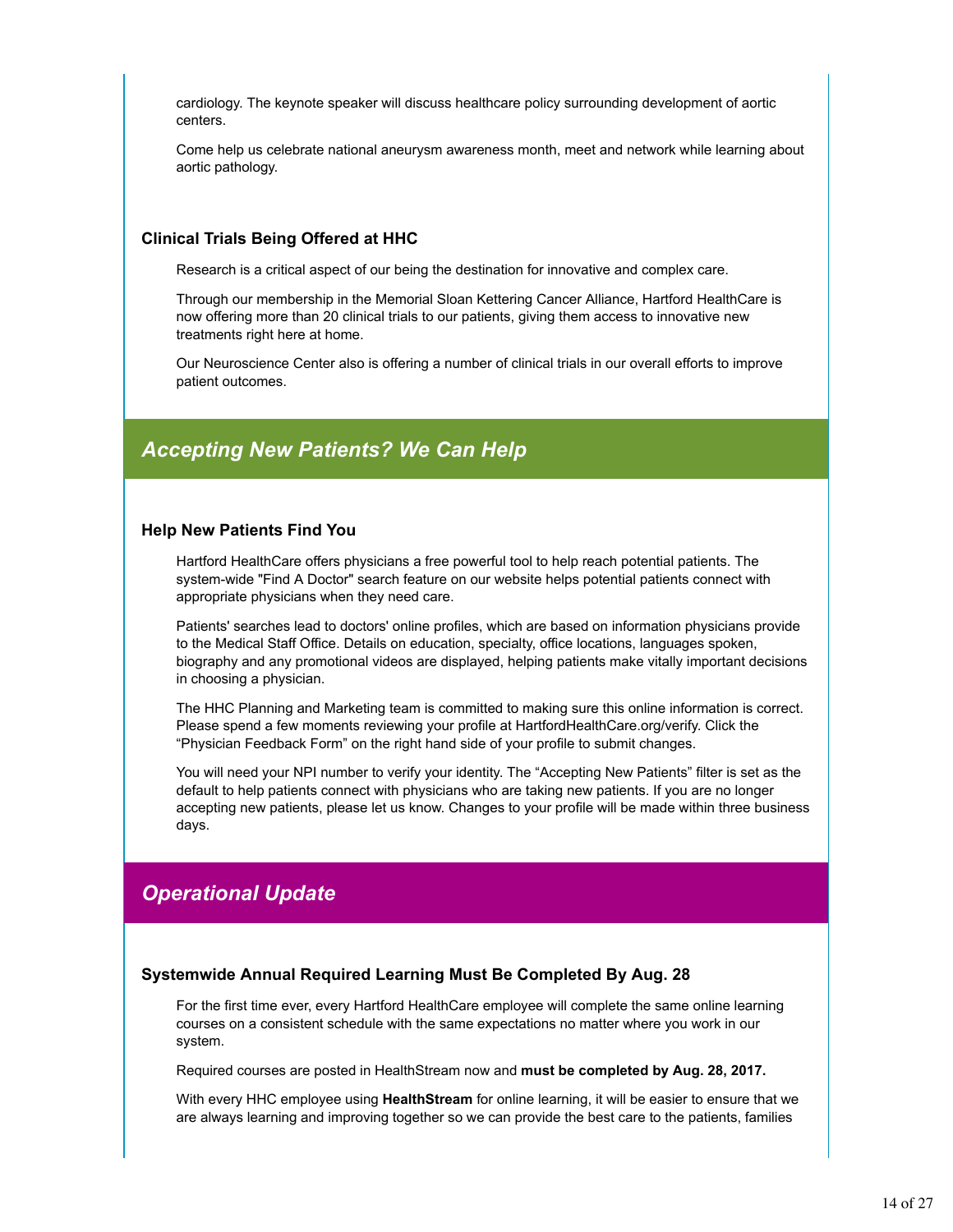cardiology. The keynote speaker will discuss healthcare policy surrounding development of aortic centers.

Come help us celebrate national aneurysm awareness month, meet and network while learning about aortic pathology.

### Clinical Trials Being Offered at HHC

Research is a critical aspect of our being the destination for innovative and complex care.

Through our membership in the Memorial Sloan Kettering Cancer Alliance, Hartford HealthCare is now offering more than 20 clinical trials to our patients, giving them access to innovative new treatments right here at home.

Our Neuroscience Center also is offering a number of clinical trials in our overall efforts to improve patient outcomes.

## *Accepting New Patients? We Can Help*

### Help New Patients Find You

Hartford HealthCare offers physicians a free powerful tool to help reach potential patients. The system-wide "Find A Doctor" search feature on our website helps potential patients connect with appropriate physicians when they need care.

Patients' searches lead to doctors' online profiles, which are based on information physicians provide to the Medical Staff Office. Details on education, specialty, office locations, languages spoken, biography and any promotional videos are displayed, helping patients make vitally important decisions in choosing a physician.

The HHC Planning and Marketing team is committed to making sure this online information is correct. Please spend a few moments reviewing your profile at HartfordHealthCare.org/verify. Click the “Physician Feedback Form” on the right hand side of your profile to submit changes.

You will need your NPI number to verify your identity. The “Accepting New Patients” filter is set as the default to help patients connect with physicians who are taking new patients. If you are no longer accepting new patients, please let us know. Changes to your profile will be made within three business days.

## *Operational Update*

### Systemwide Annual Required Learning Must Be Completed By Aug. 28

For the first time ever, every Hartford HealthCare employee will complete the same online learning courses on a consistent schedule with the same expectations no matter where you work in our system.

Required courses are posted in HealthStream now and **must be completed by Aug. 28, 2017.**

With every HHC employee using **HealthStream** for online learning, it will be easier to ensure that we are always learning and improving together so we can provide the best care to the patients, families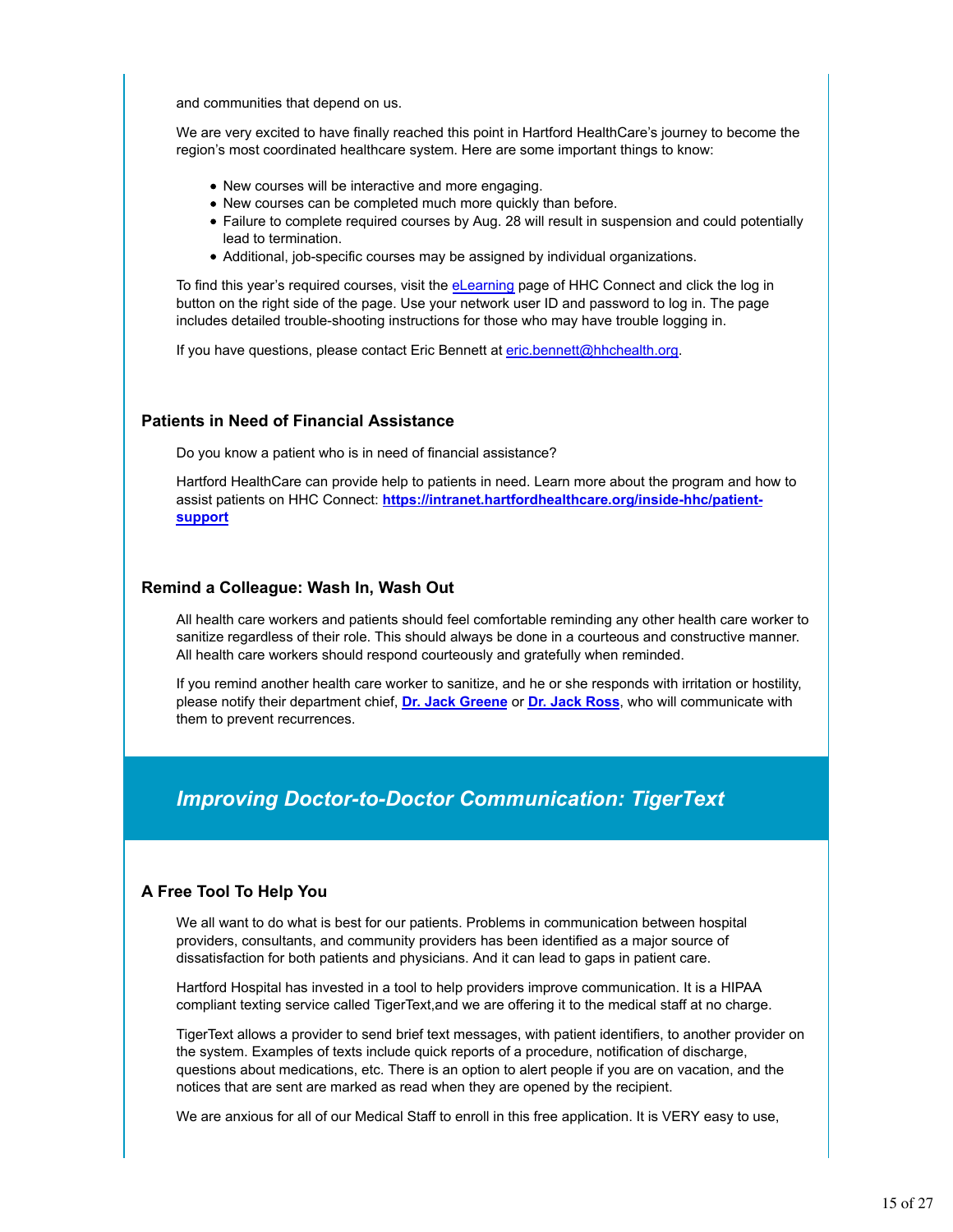and communities that depend on us.

We are very excited to have finally reached this point in Hartford HealthCare's journey to become the region's most coordinated healthcare system. Here are some important things to know:

- New courses will be interactive and more engaging.
- New courses can be completed much more quickly than before.
- Failure to complete required courses by Aug. 28 will result in suspension and could potentially lead to termination.
- Additional, job-specific courses may be assigned by individual organizations.

To find this year's required courses, visit the eLearning page of HHC Connect and click the log in button on the right side of the page. Use your network user ID and password to log in. The page includes detailed trouble-shooting instructions for those who may have trouble logging in.

If you have questions, please contact Eric Bennett at eric.bennett@hhchealth.org.

### Patients in Need of Financial Assistance

Do you know a patient who is in need of financial assistance?

Hartford HealthCare can provide help to patients in need. Learn more about the program and how to assist patients on HHC Connect: **https://intranet.hartfordhealthcare.org/inside-hhc/patient-support**

### Remind a Colleague: Wash In, Wash Out

All health care workers and patients should feel comfortable reminding any other health care worker to sanitize regardless of their role. This should always be done in a courteous and constructive manner. All health care workers should respond courteously and gratefully when reminded.

If you remind another health care worker to sanitize, and he or she responds with irritation or hostility, please notify their department chief, **Dr. Jack Greene** or **Dr. Jack Ross**, who will communicate with them to prevent recurrences.

## *Improving Doctor-to-Doctor Communication: TigerText*

### A Free Tool To Help You

We all want to do what is best for our patients. Problems in communication between hospital providers, consultants, and community providers has been identified as a major source of dissatisfaction for both patients and physicians. And it can lead to gaps in patient care.

Hartford Hospital has invested in a tool to help providers improve communication. It is a HIPAA compliant texting service called TigerText,and we are offering it to the medical staff at no charge.

TigerText allows a provider to send brief text messages, with patient identifiers, to another provider on the system. Examples of texts include quick reports of a procedure, notification of discharge, questions about medications, etc. There is an option to alert people if you are on vacation, and the notices that are sent are marked as read when they are opened by the recipient.

We are anxious for all of our Medical Staff to enroll in this free application. It is VERY easy to use,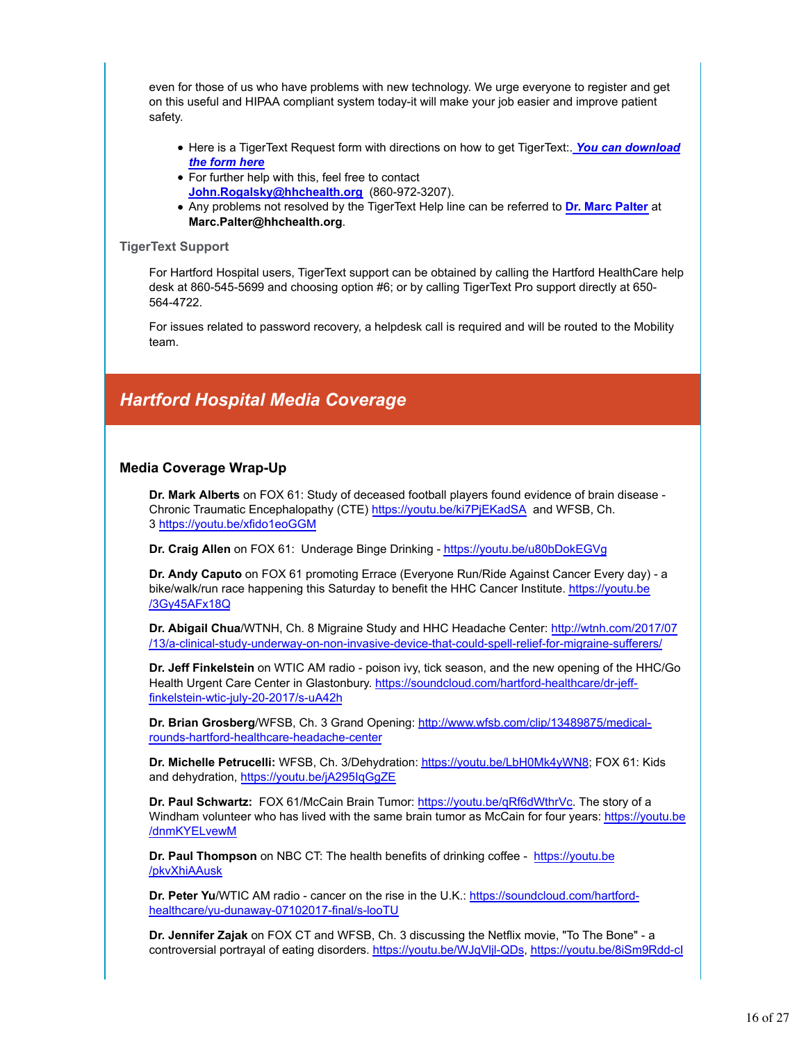even for those of us who have problems with new technology. We urge everyone to register and get on this useful and HIPAA compliant system today-it will make your job easier and improve patient safety.

- Here is a TigerText Request form with directions on how to get TigerText:. ***You can download the form here***
- For further help with this, feel free to contact **John.Rogalsky@hhchealth.org** (860-972-3207).
- Any problems not resolved by the TigerText Help line can be referred to **Dr. Marc Palter** at **Marc.Palter@hhchealth.org**.

### TigerText Support

For Hartford Hospital users, TigerText support can be obtained by calling the Hartford HealthCare help desk at 860-545-5699 and choosing option #6; or by calling TigerText Pro support directly at 650-564-4722.

For issues related to password recovery, a helpdesk call is required and will be routed to the Mobility team.

## *Hartford Hospital Media Coverage*

### Media Coverage Wrap-Up

**Dr. Mark Alberts** on FOX 61: Study of deceased football players found evidence of brain disease - Chronic Traumatic Encephalopathy (CTE) https://youtu.be/ki7PjEKadSA and WFSB, Ch. 3 https://youtu.be/xfido1eoGGM

**Dr. Craig Allen** on FOX 61: Underage Binge Drinking - https://youtu.be/u80bDokEGVg

**Dr. Andy Caputo** on FOX 61 promoting Errace (Everyone Run/Ride Against Cancer Every day) - a bike/walk/run race happening this Saturday to benefit the HHC Cancer Institute. https://youtu.be/3Gy45AFx18Q

**Dr. Abigail Chua**/WTNH, Ch. 8 Migraine Study and HHC Headache Center: http://wtnh.com/2017/07/13/a-clinical-study-underway-on-non-invasive-device-that-could-spell-relief-for-migraine-sufferers/

**Dr. Jeff Finkelstein** on WTIC AM radio - poison ivy, tick season, and the new opening of the HHC/Go Health Urgent Care Center in Glastonbury. https://soundcloud.com/hartford-healthcare/dr-jeff-finkelstein-wtic-july-20-2017/s-uA42h

**Dr. Brian Grosberg**/WFSB, Ch. 3 Grand Opening: http://www.wfsb.com/clip/13489875/medical-rounds-hartford-healthcare-headache-center

**Dr. Michelle Petrucelli:** WFSB, Ch. 3/Dehydration: https://youtu.be/LbH0Mk4yWN8; FOX 61: Kids and dehydration, https://youtu.be/jA295IqGgZE

**Dr. Paul Schwartz:** FOX 61/McCain Brain Tumor: https://youtu.be/qRf6dWthrVc. The story of a Windham volunteer who has lived with the same brain tumor as McCain for four years: https://youtu.be/dnmKYELvewM

**Dr. Paul Thompson** on NBC CT: The health benefits of drinking coffee - https://youtu.be/pkvXhiAAusk

**Dr. Peter Yu**/WTIC AM radio - cancer on the rise in the U.K.: https://soundcloud.com/hartford-healthcare/yu-dunaway-07102017-final/s-looTU

**Dr. Jennifer Zajak** on FOX CT and WFSB, Ch. 3 discussing the Netflix movie, "To The Bone" - a controversial portrayal of eating disorders. https://youtu.be/WJqVljl-QDs, https://youtu.be/8iSm9Rdd-cI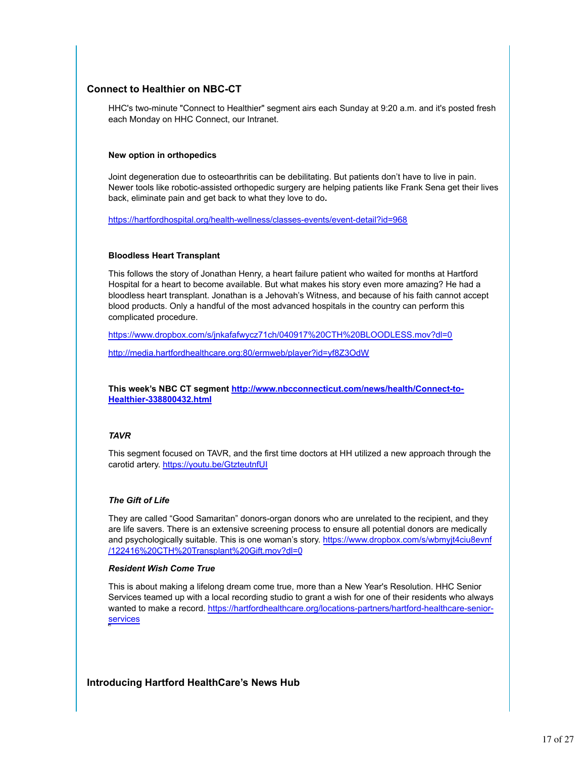## Connect to Healthier on NBC-CT

HHC's two-minute "Connect to Healthier" segment airs each Sunday at 9:20 a.m. and it's posted fresh each Monday on HHC Connect, our Intranet.

### New option in orthopedics

Joint degeneration due to osteoarthritis can be debilitating. But patients don't have to live in pain. Newer tools like robotic-assisted orthopedic surgery are helping patients like Frank Sena get their lives back, eliminate pain and get back to what they love to do.

https://hartfordhospital.org/health-wellness/classes-events/event-detail?id=968

### Bloodless Heart Transplant

This follows the story of Jonathan Henry, a heart failure patient who waited for months at Hartford Hospital for a heart to become available. But what makes his story even more amazing? He had a bloodless heart transplant. Jonathan is a Jehovah's Witness, and because of his faith cannot accept blood products. Only a handful of the most advanced hospitals in the country can perform this complicated procedure.

https://www.dropbox.com/s/jnkafafwycz71ch/040917%20CTH%20BLOODLESS.mov?dl=0

http://media.hartfordhealthcare.org:80/ermweb/player?id=yf8Z3OdW

**This week's NBC CT segment http://www.nbcconnecticut.com/news/health/Connect-to-Healthier-338800432.html**

### *TAVR*

This segment focused on TAVR, and the first time doctors at HH utilized a new approach through the carotid artery. https://youtu.be/GtzteutnfUI

### *The Gift of Life*

They are called "Good Samaritan" donors-organ donors who are unrelated to the recipient, and they are life savers. There is an extensive screening process to ensure all potential donors are medically and psychologically suitable. This is one woman's story. https://www.dropbox.com/s/wbmyjt4ciu8evnf/122416%20CTH%20Transplant%20Gift.mov?dl=0

### *Resident Wish Come True*

This is about making a lifelong dream come true, more than a New Year's Resolution. HHC Senior Services teamed up with a local recording studio to grant a wish for one of their residents who always wanted to make a record. https://hartfordhealthcare.org/locations-partners/hartford-healthcare-senior-services

## Introducing Hartford HealthCare's News Hub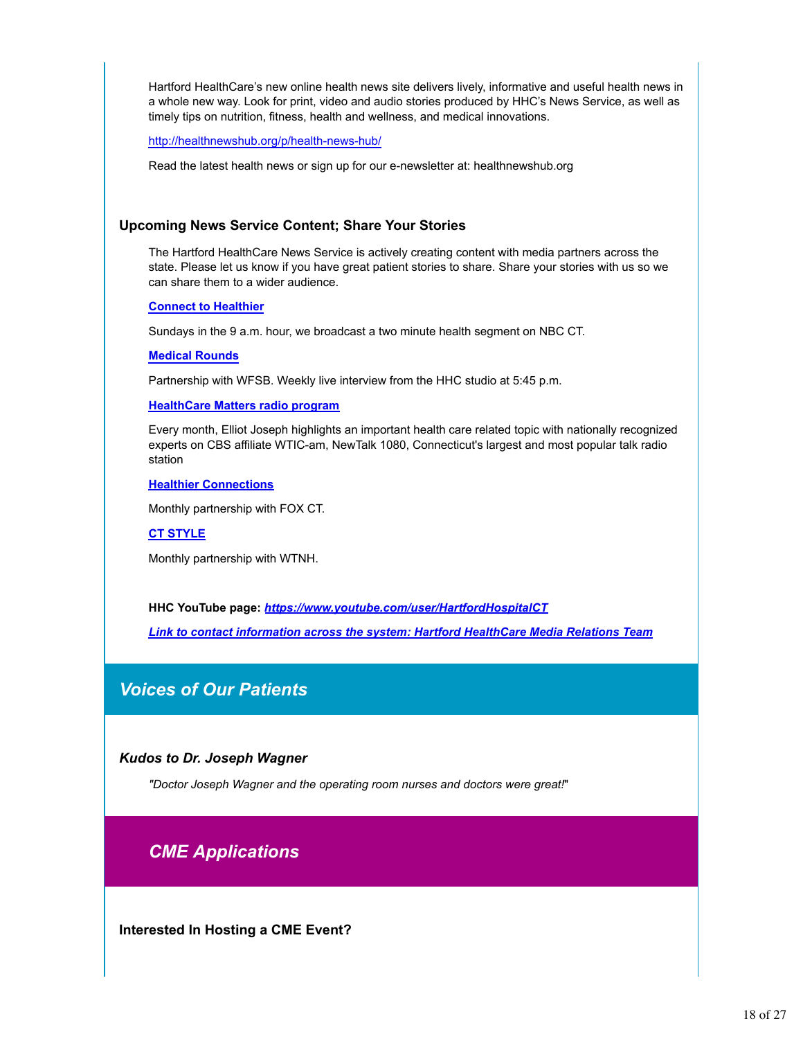Hartford HealthCare's new online health news site delivers lively, informative and useful health news in a whole new way. Look for print, video and audio stories produced by HHC's News Service, as well as timely tips on nutrition, fitness, health and wellness, and medical innovations.

http://healthnewshub.org/p/health-news-hub/

Read the latest health news or sign up for our e-newsletter at: healthnewshub.org

### Upcoming News Service Content; Share Your Stories

The Hartford HealthCare News Service is actively creating content with media partners across the state. Please let us know if you have great patient stories to share. Share your stories with us so we can share them to a wider audience.

**Connect to Healthier**

Sundays in the 9 a.m. hour, we broadcast a two minute health segment on NBC CT.

**Medical Rounds**

Partnership with WFSB. Weekly live interview from the HHC studio at 5:45 p.m.

**HealthCare Matters radio program**

Every month, Elliot Joseph highlights an important health care related topic with nationally recognized experts on CBS affiliate WTIC-am, NewTalk 1080, Connecticut's largest and most popular talk radio station

**Healthier Connections**

Monthly partnership with FOX CT.

**CT STYLE**

Monthly partnership with WTNH.

**HHC YouTube page:** ***https://www.youtube.com/user/HartfordHospitalCT***

***Link to contact information across the system: Hartford HealthCare Media Relations Team***

## *Voices of Our Patients*

### *Kudos to Dr. Joseph Wagner*

*"Doctor Joseph Wagner and the operating room nurses and doctors were great!"*

## *CME Applications*

### Interested In Hosting a CME Event?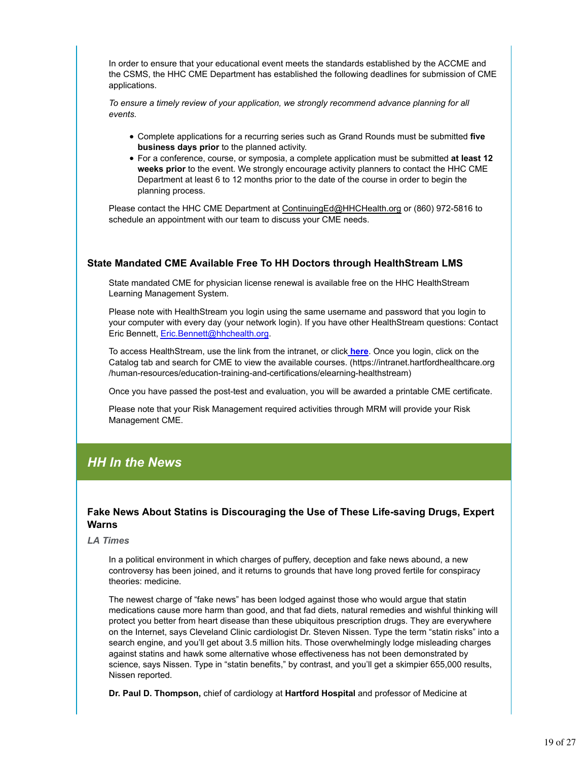In order to ensure that your educational event meets the standards established by the ACCME and the CSMS, the HHC CME Department has established the following deadlines for submission of CME applications.

*To ensure a timely review of your application, we strongly recommend advance planning for all events.*

- Complete applications for a recurring series such as Grand Rounds must be submitted **five business days prior** to the planned activity.
- For a conference, course, or symposia, a complete application must be submitted **at least 12 weeks prior** to the event. We strongly encourage activity planners to contact the HHC CME Department at least 6 to 12 months prior to the date of the course in order to begin the planning process.

Please contact the HHC CME Department at ContinuingEd@HHCHealth.org or (860) 972-5816 to schedule an appointment with our team to discuss your CME needs.

### State Mandated CME Available Free To HH Doctors through HealthStream LMS

State mandated CME for physician license renewal is available free on the HHC HealthStream Learning Management System.

Please note with HealthStream you login using the same username and password that you login to your computer with every day (your network login). If you have other HealthStream questions: Contact Eric Bennett, Eric.Bennett@hhchealth.org.

To access HealthStream, use the link from the intranet, or click **here**. Once you login, click on the Catalog tab and search for CME to view the available courses. (https://intranet.hartfordhealthcare.org/human-resources/education-training-and-certifications/elearning-healthstream)

Once you have passed the post-test and evaluation, you will be awarded a printable CME certificate.

Please note that your Risk Management required activities through MRM will provide your Risk Management CME.

## *HH In the News*

### Fake News About Statins is Discouraging the Use of These Life-saving Drugs, Expert Warns

***LA Times***

In a political environment in which charges of puffery, deception and fake news abound, a new controversy has been joined, and it returns to grounds that have long proved fertile for conspiracy theories: medicine.

The newest charge of "fake news" has been lodged against those who would argue that statin medications cause more harm than good, and that fad diets, natural remedies and wishful thinking will protect you better from heart disease than these ubiquitous prescription drugs. They are everywhere on the Internet, says Cleveland Clinic cardiologist Dr. Steven Nissen. Type the term "statin risks" into a search engine, and you'll get about 3.5 million hits. Those overwhelmingly lodge misleading charges against statins and hawk some alternative whose effectiveness has not been demonstrated by science, says Nissen. Type in "statin benefits," by contrast, and you'll get a skimpier 655,000 results, Nissen reported.

**Dr. Paul D. Thompson,** chief of cardiology at **Hartford Hospital** and professor of Medicine at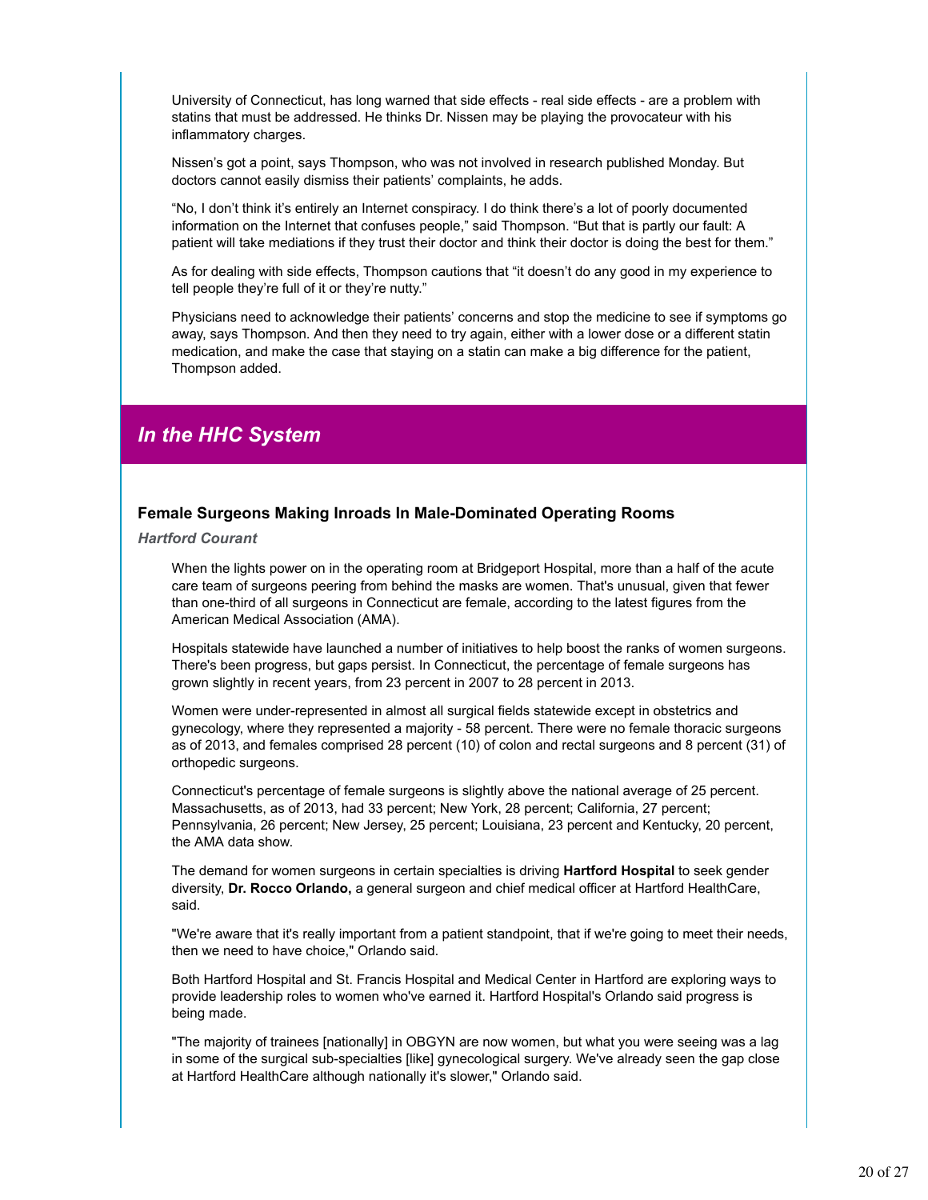University of Connecticut, has long warned that side effects - real side effects - are a problem with statins that must be addressed. He thinks Dr. Nissen may be playing the provocateur with his inflammatory charges.

Nissen's got a point, says Thompson, who was not involved in research published Monday. But doctors cannot easily dismiss their patients' complaints, he adds.

"No, I don't think it's entirely an Internet conspiracy. I do think there's a lot of poorly documented information on the Internet that confuses people," said Thompson. "But that is partly our fault: A patient will take mediations if they trust their doctor and think their doctor is doing the best for them."

As for dealing with side effects, Thompson cautions that "it doesn't do any good in my experience to tell people they're full of it or they're nutty."

Physicians need to acknowledge their patients' concerns and stop the medicine to see if symptoms go away, says Thompson. And then they need to try again, either with a lower dose or a different statin medication, and make the case that staying on a statin can make a big difference for the patient, Thompson added.

## *In the HHC System*

### Female Surgeons Making Inroads In Male-Dominated Operating Rooms

***Hartford Courant***

When the lights power on in the operating room at Bridgeport Hospital, more than a half of the acute care team of surgeons peering from behind the masks are women. That's unusual, given that fewer than one-third of all surgeons in Connecticut are female, according to the latest figures from the American Medical Association (AMA).

Hospitals statewide have launched a number of initiatives to help boost the ranks of women surgeons. There's been progress, but gaps persist. In Connecticut, the percentage of female surgeons has grown slightly in recent years, from 23 percent in 2007 to 28 percent in 2013.

Women were under-represented in almost all surgical fields statewide except in obstetrics and gynecology, where they represented a majority - 58 percent. There were no female thoracic surgeons as of 2013, and females comprised 28 percent (10) of colon and rectal surgeons and 8 percent (31) of orthopedic surgeons.

Connecticut's percentage of female surgeons is slightly above the national average of 25 percent. Massachusetts, as of 2013, had 33 percent; New York, 28 percent; California, 27 percent; Pennsylvania, 26 percent; New Jersey, 25 percent; Louisiana, 23 percent and Kentucky, 20 percent, the AMA data show.

The demand for women surgeons in certain specialties is driving **Hartford Hospital** to seek gender diversity, **Dr. Rocco Orlando,** a general surgeon and chief medical officer at Hartford HealthCare, said.

"We're aware that it's really important from a patient standpoint, that if we're going to meet their needs, then we need to have choice," Orlando said.

Both Hartford Hospital and St. Francis Hospital and Medical Center in Hartford are exploring ways to provide leadership roles to women who've earned it. Hartford Hospital's Orlando said progress is being made.

"The majority of trainees [nationally] in OBGYN are now women, but what you were seeing was a lag in some of the surgical sub-specialties [like] gynecological surgery. We've already seen the gap close at Hartford HealthCare although nationally it's slower," Orlando said.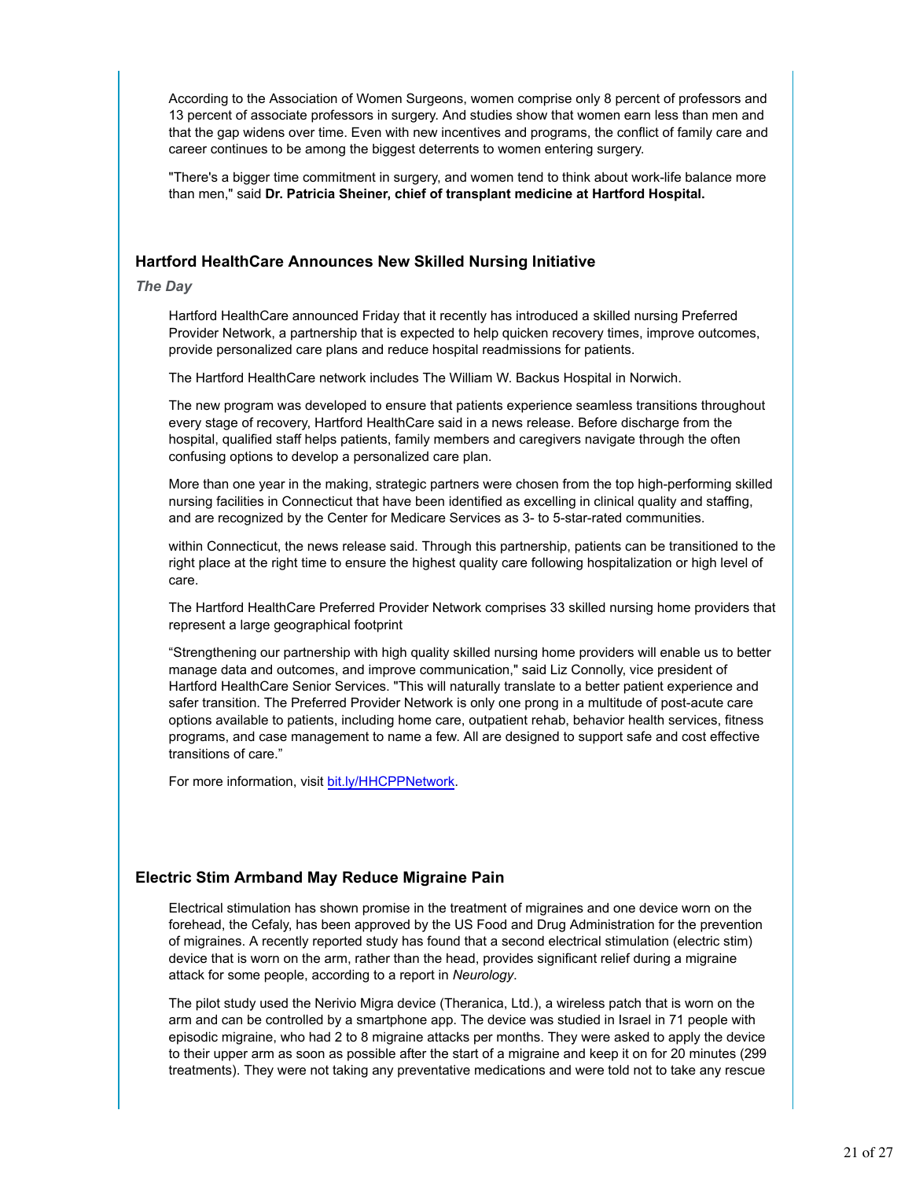According to the Association of Women Surgeons, women comprise only 8 percent of professors and 13 percent of associate professors in surgery. And studies show that women earn less than men and that the gap widens over time. Even with new incentives and programs, the conflict of family care and career continues to be among the biggest deterrents to women entering surgery.

"There's a bigger time commitment in surgery, and women tend to think about work-life balance more than men," said **Dr. Patricia Sheiner, chief of transplant medicine at Hartford Hospital.**

### Hartford HealthCare Announces New Skilled Nursing Initiative

***The Day***

Hartford HealthCare announced Friday that it recently has introduced a skilled nursing Preferred Provider Network, a partnership that is expected to help quicken recovery times, improve outcomes, provide personalized care plans and reduce hospital readmissions for patients.

The Hartford HealthCare network includes The William W. Backus Hospital in Norwich.

The new program was developed to ensure that patients experience seamless transitions throughout every stage of recovery, Hartford HealthCare said in a news release. Before discharge from the hospital, qualified staff helps patients, family members and caregivers navigate through the often confusing options to develop a personalized care plan.

More than one year in the making, strategic partners were chosen from the top high-performing skilled nursing facilities in Connecticut that have been identified as excelling in clinical quality and staffing, and are recognized by the Center for Medicare Services as 3- to 5-star-rated communities.

within Connecticut, the news release said. Through this partnership, patients can be transitioned to the right place at the right time to ensure the highest quality care following hospitalization or high level of care.

The Hartford HealthCare Preferred Provider Network comprises 33 skilled nursing home providers that represent a large geographical footprint

“Strengthening our partnership with high quality skilled nursing home providers will enable us to better manage data and outcomes, and improve communication," said Liz Connolly, vice president of Hartford HealthCare Senior Services. "This will naturally translate to a better patient experience and safer transition. The Preferred Provider Network is only one prong in a multitude of post-acute care options available to patients, including home care, outpatient rehab, behavior health services, fitness programs, and case management to name a few. All are designed to support safe and cost effective transitions of care.”

For more information, visit [bit.ly/HHCPPNetwork](bit.ly/HHCPPNetwork).

### Electric Stim Armband May Reduce Migraine Pain

Electrical stimulation has shown promise in the treatment of migraines and one device worn on the forehead, the Cefaly, has been approved by the US Food and Drug Administration for the prevention of migraines. A recently reported study has found that a second electrical stimulation (electric stim) device that is worn on the arm, rather than the head, provides significant relief during a migraine attack for some people, according to a report in *Neurology*.

The pilot study used the Nerivio Migra device (Theranica, Ltd.), a wireless patch that is worn on the arm and can be controlled by a smartphone app. The device was studied in Israel in 71 people with episodic migraine, who had 2 to 8 migraine attacks per months. They were asked to apply the device to their upper arm as soon as possible after the start of a migraine and keep it on for 20 minutes (299 treatments). They were not taking any preventative medications and were told not to take any rescue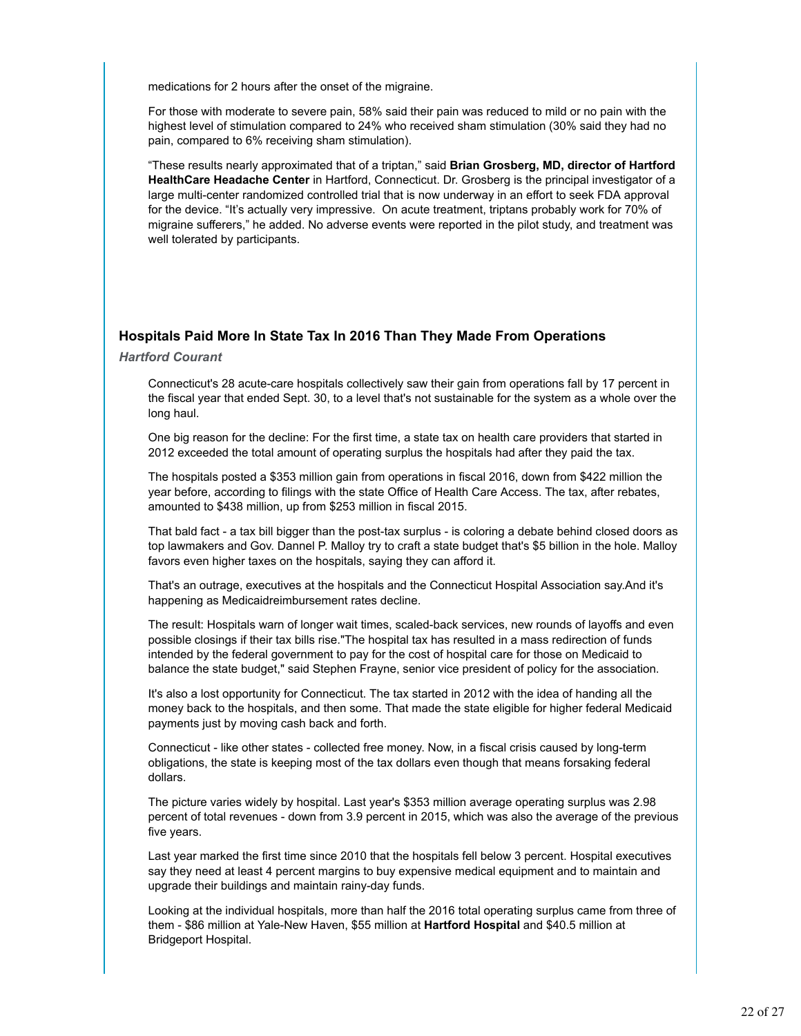medications for 2 hours after the onset of the migraine.

For those with moderate to severe pain, 58% said their pain was reduced to mild or no pain with the highest level of stimulation compared to 24% who received sham stimulation (30% said they had no pain, compared to 6% receiving sham stimulation).

“These results nearly approximated that of a triptan,” said **Brian Grosberg, MD, director of Hartford HealthCare Headache Center** in Hartford, Connecticut. Dr. Grosberg is the principal investigator of a large multi-center randomized controlled trial that is now underway in an effort to seek FDA approval for the device. “It’s actually very impressive. On acute treatment, triptans probably work for 70% of migraine sufferers,” he added. No adverse events were reported in the pilot study, and treatment was well tolerated by participants.

### Hospitals Paid More In State Tax In 2016 Than They Made From Operations

***Hartford Courant***

Connecticut's 28 acute-care hospitals collectively saw their gain from operations fall by 17 percent in the fiscal year that ended Sept. 30, to a level that's not sustainable for the system as a whole over the long haul.

One big reason for the decline: For the first time, a state tax on health care providers that started in 2012 exceeded the total amount of operating surplus the hospitals had after they paid the tax.

The hospitals posted a $353 million gain from operations in fiscal 2016, down from $422 million the year before, according to filings with the state Office of Health Care Access. The tax, after rebates, amounted to $438 million, up from $253 million in fiscal 2015.

That bald fact - a tax bill bigger than the post-tax surplus - is coloring a debate behind closed doors as top lawmakers and Gov. Dannel P. Malloy try to craft a state budget that's $5 billion in the hole. Malloy favors even higher taxes on the hospitals, saying they can afford it.

That's an outrage, executives at the hospitals and the Connecticut Hospital Association say.And it's happening as Medicaidreimbursement rates decline.

The result: Hospitals warn of longer wait times, scaled-back services, new rounds of layoffs and even possible closings if their tax bills rise."The hospital tax has resulted in a mass redirection of funds intended by the federal government to pay for the cost of hospital care for those on Medicaid to balance the state budget," said Stephen Frayne, senior vice president of policy for the association.

It's also a lost opportunity for Connecticut. The tax started in 2012 with the idea of handing all the money back to the hospitals, and then some. That made the state eligible for higher federal Medicaid payments just by moving cash back and forth.

Connecticut - like other states - collected free money. Now, in a fiscal crisis caused by long-term obligations, the state is keeping most of the tax dollars even though that means forsaking federal dollars.

The picture varies widely by hospital. Last year's $353 million average operating surplus was 2.98 percent of total revenues - down from 3.9 percent in 2015, which was also the average of the previous five years.

Last year marked the first time since 2010 that the hospitals fell below 3 percent. Hospital executives say they need at least 4 percent margins to buy expensive medical equipment and to maintain and upgrade their buildings and maintain rainy-day funds.

Looking at the individual hospitals, more than half the 2016 total operating surplus came from three of them - $86 million at Yale-New Haven, $55 million at **Hartford Hospital** and $40.5 million at Bridgeport Hospital.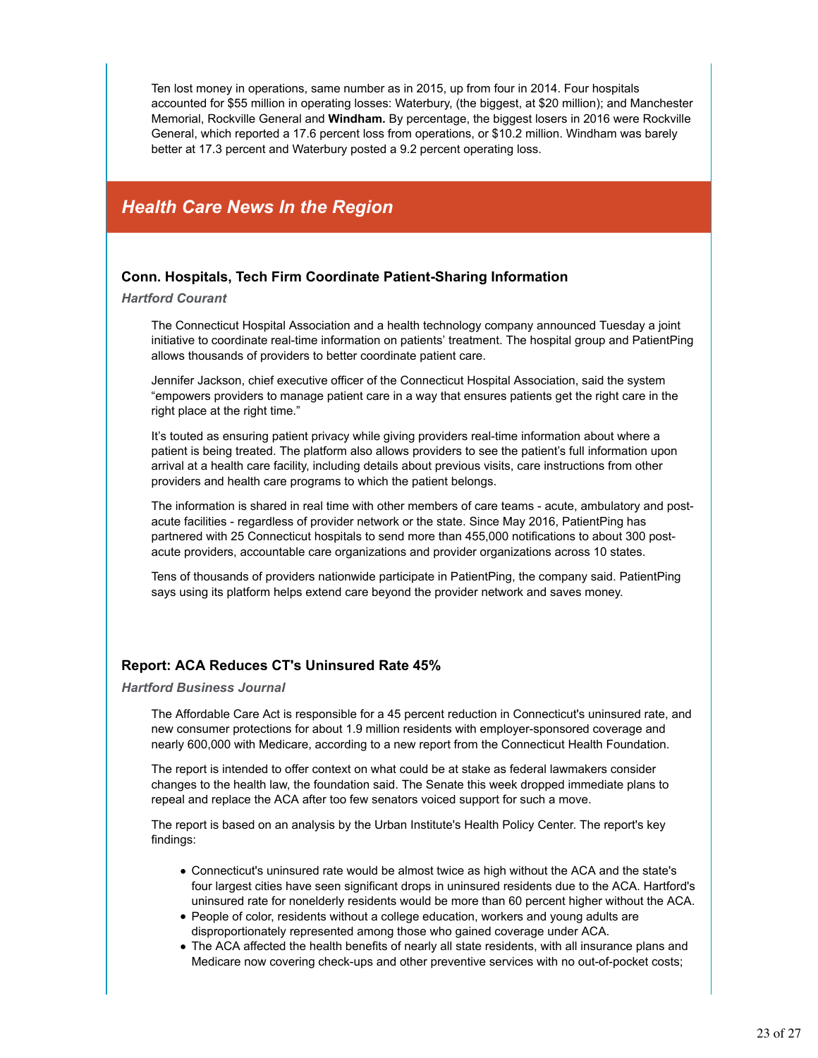Ten lost money in operations, same number as in 2015, up from four in 2014. Four hospitals accounted for $55 million in operating losses: Waterbury, (the biggest, at $20 million); and Manchester Memorial, Rockville General and **Windham.** By percentage, the biggest losers in 2016 were Rockville General, which reported a 17.6 percent loss from operations, or $10.2 million. Windham was barely better at 17.3 percent and Waterbury posted a 9.2 percent operating loss.

## *Health Care News In the Region*

### Conn. Hospitals, Tech Firm Coordinate Patient-Sharing Information

***Hartford Courant***

The Connecticut Hospital Association and a health technology company announced Tuesday a joint initiative to coordinate real-time information on patients' treatment. The hospital group and PatientPing allows thousands of providers to better coordinate patient care.

Jennifer Jackson, chief executive officer of the Connecticut Hospital Association, said the system "empowers providers to manage patient care in a way that ensures patients get the right care in the right place at the right time."

It's touted as ensuring patient privacy while giving providers real-time information about where a patient is being treated. The platform also allows providers to see the patient's full information upon arrival at a health care facility, including details about previous visits, care instructions from other providers and health care programs to which the patient belongs.

The information is shared in real time with other members of care teams - acute, ambulatory and post-acute facilities - regardless of provider network or the state. Since May 2016, PatientPing has partnered with 25 Connecticut hospitals to send more than 455,000 notifications to about 300 post-acute providers, accountable care organizations and provider organizations across 10 states.

Tens of thousands of providers nationwide participate in PatientPing, the company said. PatientPing says using its platform helps extend care beyond the provider network and saves money.

### Report: ACA Reduces CT's Uninsured Rate 45%

***Hartford Business Journal***

The Affordable Care Act is responsible for a 45 percent reduction in Connecticut's uninsured rate, and new consumer protections for about 1.9 million residents with employer-sponsored coverage and nearly 600,000 with Medicare, according to a new report from the Connecticut Health Foundation.

The report is intended to offer context on what could be at stake as federal lawmakers consider changes to the health law, the foundation said. The Senate this week dropped immediate plans to repeal and replace the ACA after too few senators voiced support for such a move.

The report is based on an analysis by the Urban Institute's Health Policy Center. The report's key findings:

- Connecticut's uninsured rate would be almost twice as high without the ACA and the state's four largest cities have seen significant drops in uninsured residents due to the ACA. Hartford's uninsured rate for nonelderly residents would be more than 60 percent higher without the ACA.
- People of color, residents without a college education, workers and young adults are disproportionately represented among those who gained coverage under ACA.
- The ACA affected the health benefits of nearly all state residents, with all insurance plans and Medicare now covering check-ups and other preventive services with no out-of-pocket costs;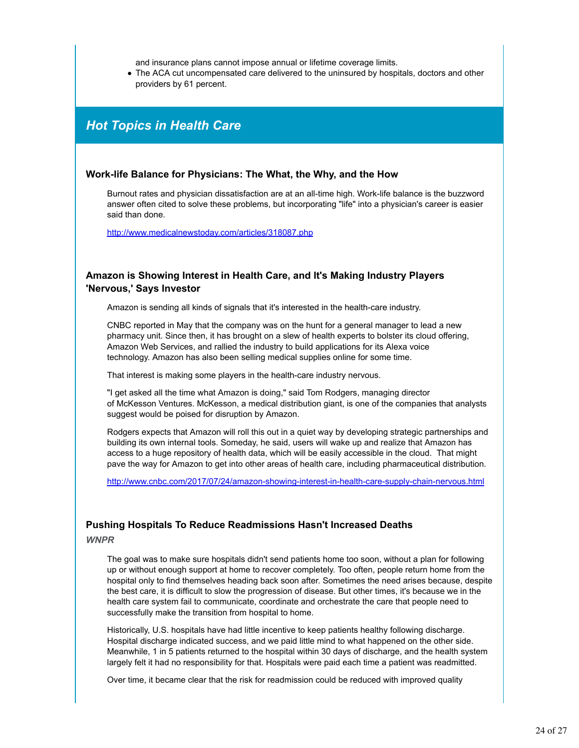and insurance plans cannot impose annual or lifetime coverage limits.

- The ACA cut uncompensated care delivered to the uninsured by hospitals, doctors and other providers by 61 percent.

## *Hot Topics in Health Care*

### Work-life Balance for Physicians: The What, the Why, and the How

Burnout rates and physician dissatisfaction are at an all-time high. Work-life balance is the buzzword answer often cited to solve these problems, but incorporating "life" into a physician's career is easier said than done.

http://www.medicalnewstoday.com/articles/318087.php

### Amazon is Showing Interest in Health Care, and It's Making Industry Players 'Nervous,' Says Investor

Amazon is sending all kinds of signals that it's interested in the health-care industry.

CNBC reported in May that the company was on the hunt for a general manager to lead a new pharmacy unit. Since then, it has brought on a slew of health experts to bolster its cloud offering, Amazon Web Services, and rallied the industry to build applications for its Alexa voice technology. Amazon has also been selling medical supplies online for some time.

That interest is making some players in the health-care industry nervous.

"I get asked all the time what Amazon is doing," said Tom Rodgers, managing director of McKesson Ventures. McKesson, a medical distribution giant, is one of the companies that analysts suggest would be poised for disruption by Amazon.

Rodgers expects that Amazon will roll this out in a quiet way by developing strategic partnerships and building its own internal tools. Someday, he said, users will wake up and realize that Amazon has access to a huge repository of health data, which will be easily accessible in the cloud. That might pave the way for Amazon to get into other areas of health care, including pharmaceutical distribution.

http://www.cnbc.com/2017/07/24/amazon-showing-interest-in-health-care-supply-chain-nervous.html

### Pushing Hospitals To Reduce Readmissions Hasn't Increased Deaths

***WNPR***

The goal was to make sure hospitals didn't send patients home too soon, without a plan for following up or without enough support at home to recover completely. Too often, people return home from the hospital only to find themselves heading back soon after. Sometimes the need arises because, despite the best care, it is difficult to slow the progression of disease. But other times, it's because we in the health care system fail to communicate, coordinate and orchestrate the care that people need to successfully make the transition from hospital to home.

Historically, U.S. hospitals have had little incentive to keep patients healthy following discharge. Hospital discharge indicated success, and we paid little mind to what happened on the other side. Meanwhile, 1 in 5 patients returned to the hospital within 30 days of discharge, and the health system largely felt it had no responsibility for that. Hospitals were paid each time a patient was readmitted.

Over time, it became clear that the risk for readmission could be reduced with improved quality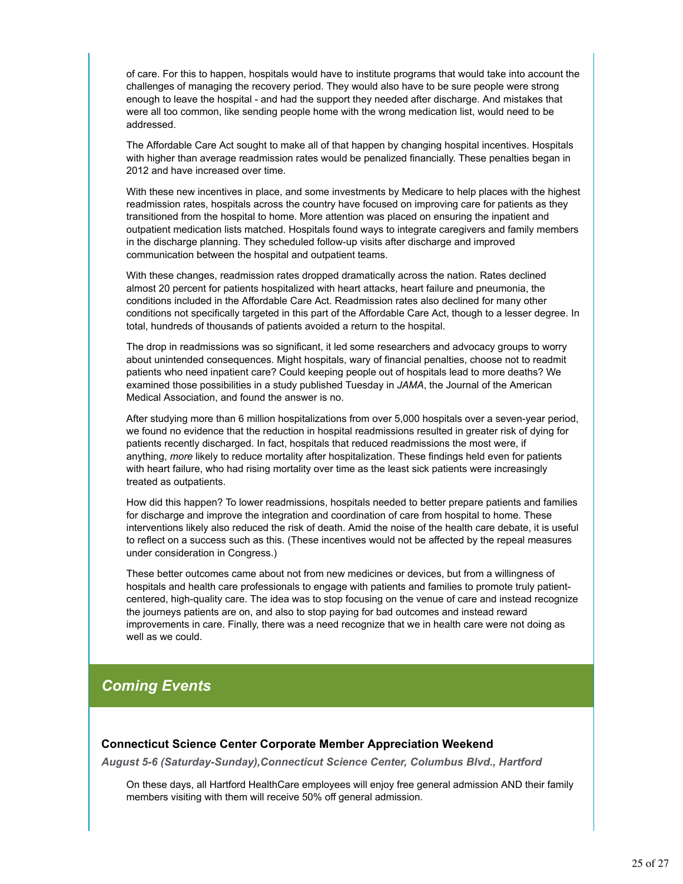of care. For this to happen, hospitals would have to institute programs that would take into account the challenges of managing the recovery period. They would also have to be sure people were strong enough to leave the hospital - and had the support they needed after discharge. And mistakes that were all too common, like sending people home with the wrong medication list, would need to be addressed.

The Affordable Care Act sought to make all of that happen by changing hospital incentives. Hospitals with higher than average readmission rates would be penalized financially. These penalties began in 2012 and have increased over time.

With these new incentives in place, and some investments by Medicare to help places with the highest readmission rates, hospitals across the country have focused on improving care for patients as they transitioned from the hospital to home. More attention was placed on ensuring the inpatient and outpatient medication lists matched. Hospitals found ways to integrate caregivers and family members in the discharge planning. They scheduled follow-up visits after discharge and improved communication between the hospital and outpatient teams.

With these changes, readmission rates dropped dramatically across the nation. Rates declined almost 20 percent for patients hospitalized with heart attacks, heart failure and pneumonia, the conditions included in the Affordable Care Act. Readmission rates also declined for many other conditions not specifically targeted in this part of the Affordable Care Act, though to a lesser degree. In total, hundreds of thousands of patients avoided a return to the hospital.

The drop in readmissions was so significant, it led some researchers and advocacy groups to worry about unintended consequences. Might hospitals, wary of financial penalties, choose not to readmit patients who need inpatient care? Could keeping people out of hospitals lead to more deaths? We examined those possibilities in a study published Tuesday in *JAMA*, the Journal of the American Medical Association, and found the answer is no.

After studying more than 6 million hospitalizations from over 5,000 hospitals over a seven-year period, we found no evidence that the reduction in hospital readmissions resulted in greater risk of dying for patients recently discharged. In fact, hospitals that reduced readmissions the most were, if anything, *more* likely to reduce mortality after hospitalization. These findings held even for patients with heart failure, who had rising mortality over time as the least sick patients were increasingly treated as outpatients.

How did this happen? To lower readmissions, hospitals needed to better prepare patients and families for discharge and improve the integration and coordination of care from hospital to home. These interventions likely also reduced the risk of death. Amid the noise of the health care debate, it is useful to reflect on a success such as this. (These incentives would not be affected by the repeal measures under consideration in Congress.)

These better outcomes came about not from new medicines or devices, but from a willingness of hospitals and health care professionals to engage with patients and families to promote truly patient-centered, high-quality care. The idea was to stop focusing on the venue of care and instead recognize the journeys patients are on, and also to stop paying for bad outcomes and instead reward improvements in care. Finally, there was a need recognize that we in health care were not doing as well as we could.

## *Coming Events*

### Connecticut Science Center Corporate Member Appreciation Weekend

***August 5-6 (Saturday-Sunday),Connecticut Science Center, Columbus Blvd., Hartford***

On these days, all Hartford HealthCare employees will enjoy free general admission AND their family members visiting with them will receive 50% off general admission.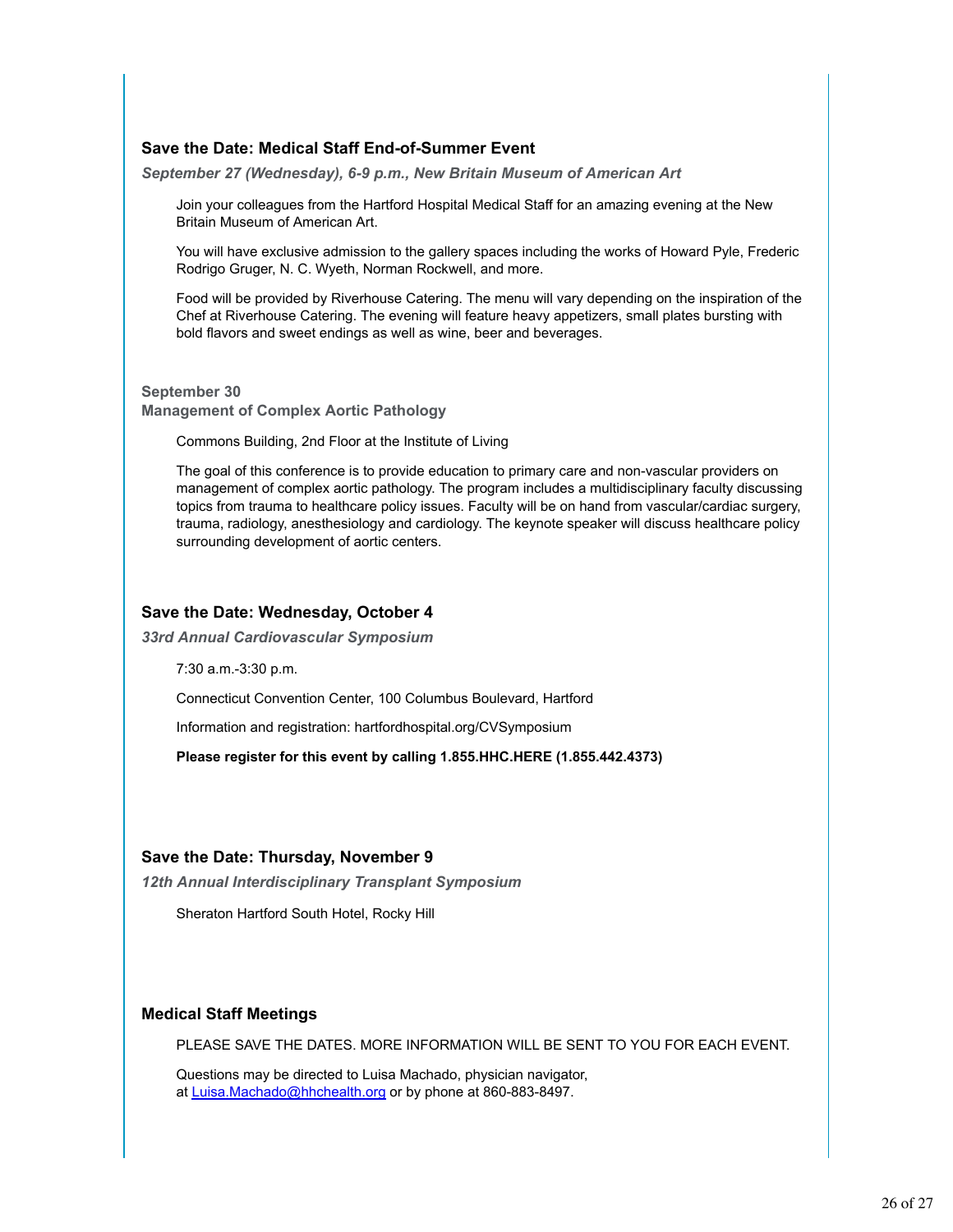### Save the Date: Medical Staff End-of-Summer Event

***September 27 (Wednesday), 6-9 p.m., New Britain Museum of American Art***

Join your colleagues from the Hartford Hospital Medical Staff for an amazing evening at the New Britain Museum of American Art.

You will have exclusive admission to the gallery spaces including the works of Howard Pyle, Frederic Rodrigo Gruger, N. C. Wyeth, Norman Rockwell, and more.

Food will be provided by Riverhouse Catering. The menu will vary depending on the inspiration of the Chef at Riverhouse Catering. The evening will feature heavy appetizers, small plates bursting with bold flavors and sweet endings as well as wine, beer and beverages.

**September 30**
**Management of Complex Aortic Pathology**

Commons Building, 2nd Floor at the Institute of Living

The goal of this conference is to provide education to primary care and non-vascular providers on management of complex aortic pathology. The program includes a multidisciplinary faculty discussing topics from trauma to healthcare policy issues. Faculty will be on hand from vascular/cardiac surgery, trauma, radiology, anesthesiology and cardiology. The keynote speaker will discuss healthcare policy surrounding development of aortic centers.

### Save the Date: Wednesday, October 4

***33rd Annual Cardiovascular Symposium***

7:30 a.m.-3:30 p.m.

Connecticut Convention Center, 100 Columbus Boulevard, Hartford

Information and registration: hartfordhospital.org/CVSymposium

**Please register for this event by calling 1.855.HHC.HERE (1.855.442.4373)**

### Save the Date: Thursday, November 9

***12th Annual Interdisciplinary Transplant Symposium***

Sheraton Hartford South Hotel, Rocky Hill

### Medical Staff Meetings

PLEASE SAVE THE DATES. MORE INFORMATION WILL BE SENT TO YOU FOR EACH EVENT.

Questions may be directed to Luisa Machado, physician navigator, at Luisa.Machado@hhchealth.org or by phone at 860-883-8497.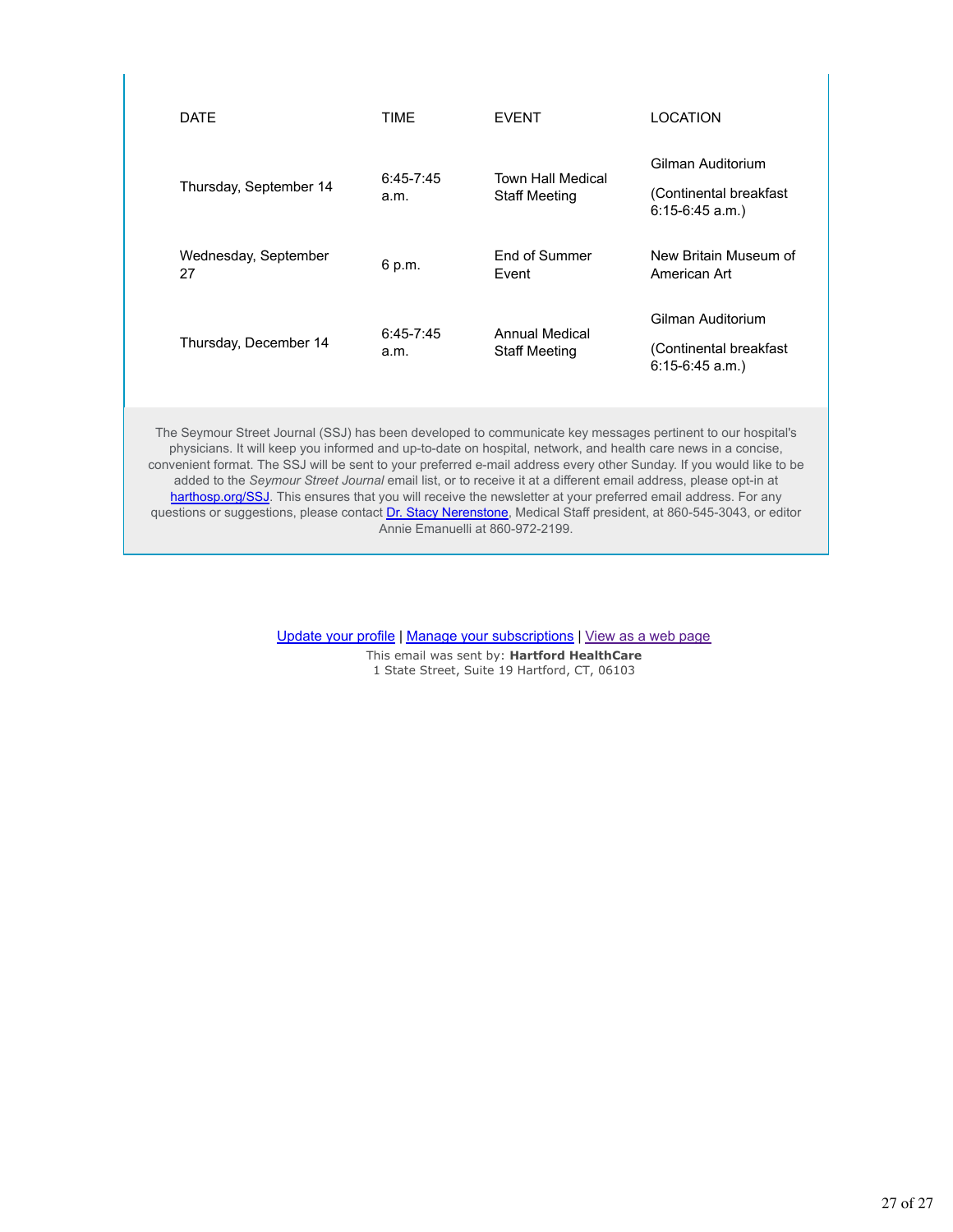| DATE | TIME | EVENT | LOCATION |
|---|---|---|---|
| Thursday, September 14 | 6:45-7:45 a.m. | Town Hall Medical Staff Meeting | Gilman Auditorium (Continental breakfast 6:15-6:45 a.m.) |
| Wednesday, September 27 | 6 p.m. | End of Summer Event | New Britain Museum of American Art |
| Thursday, December 14 | 6:45-7:45 a.m. | Annual Medical Staff Meeting | Gilman Auditorium (Continental breakfast 6:15-6:45 a.m.) |

The Seymour Street Journal (SSJ) has been developed to communicate key messages pertinent to our hospital's physicians. It will keep you informed and up-to-date on hospital, network, and health care news in a concise, convenient format. The SSJ will be sent to your preferred e-mail address every other Sunday. If you would like to be added to the *Seymour Street Journal* email list, or to receive it at a different email address, please opt-in at harthosp.org/SSJ. This ensures that you will receive the newsletter at your preferred email address. For any questions or suggestions, please contact Dr. Stacy Nerenstone, Medical Staff president, at 860-545-3043, or editor Annie Emanuelli at 860-972-2199.

Update your profile | Manage your subscriptions | View as a web page

This email was sent by: **Hartford HealthCare**
1 State Street, Suite 19 Hartford, CT, 06103